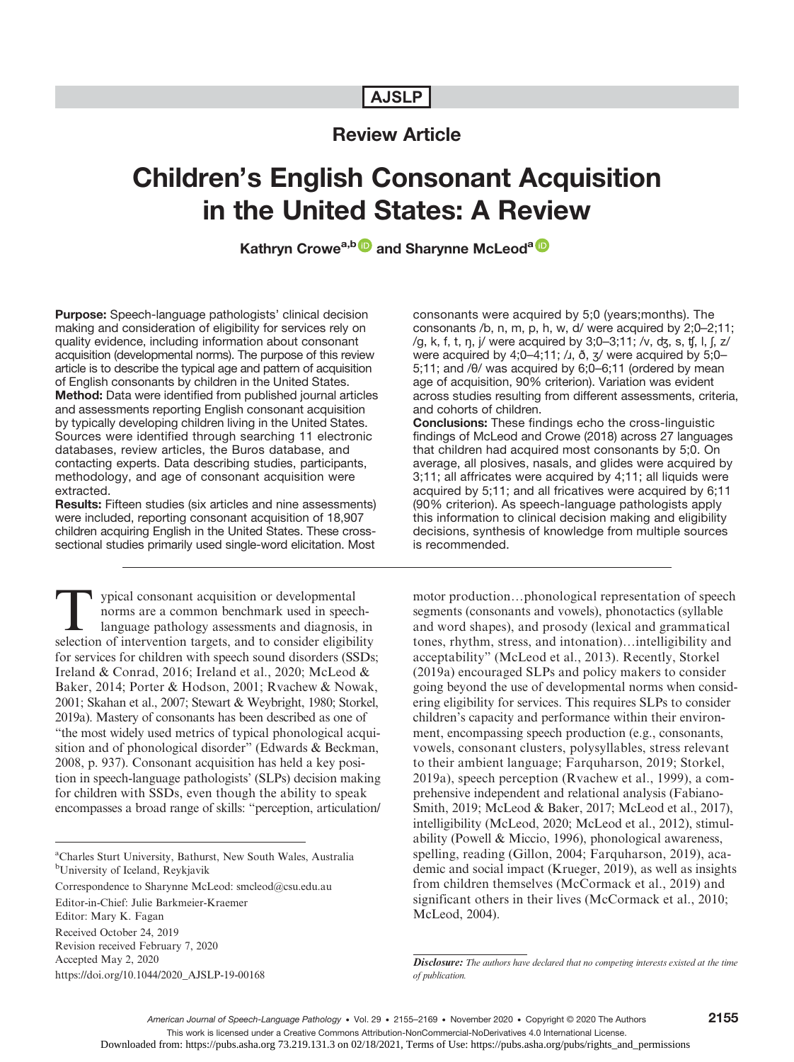AJSLP

## Review Article

# Children's English Consonant Acquisition in the United States: A Review

**Kathryn Crowe[a,b] and Sharynne McLeod[a]**

**Purpose:** Speech-language pathologists' clinical decision making and consideration of eligibility for services rely on quality evidence, including information about consonant acquisition (developmental norms). The purpose of this review article is to describe the typical age and pattern of acquisition of English consonants by children in the United States.

**Method:** Data were identified from published journal articles and assessments reporting English consonant acquisition by typically developing children living in the United States. Sources were identified through searching 11 electronic databases, review articles, the Buros database, and contacting experts. Data describing studies, participants, methodology, and age of consonant acquisition were extracted.

**Results:** Fifteen studies (six articles and nine assessments) were included, reporting consonant acquisition of 18,907 children acquiring English in the United States. These cross-sectional studies primarily used single-word elicitation. Most consonants were acquired by 5;0 (years;months). The consonants /b, n, m, p, h, w, d/ were acquired by 2;0–2;11; /g, k, f, t, ŋ, j/ were acquired by 3;0–3;11; /v, ʤ, s, ʧ, l, ʃ, z/ were acquired by 4;0–4;11; /ɹ, ð, ʒ/ were acquired by 5;0–5;11; and /θ/ was acquired by 6;0–6;11 (ordered by mean age of acquisition, 90% criterion). Variation was evident across studies resulting from different assessments, criteria, and cohorts of children.

**Conclusions:** These findings echo the cross-linguistic findings of McLeod and Crowe (2018) across 27 languages that children had acquired most consonants by 5;0. On average, all plosives, nasals, and glides were acquired by 3;11; all affricates were acquired by 4;11; all liquids were acquired by 5;11; and all fricatives were acquired by 6;11 (90% criterion). As speech-language pathologists apply this information to clinical decision making and eligibility decisions, synthesis of knowledge from multiple sources is recommended.

Typical consonant acquisition or developmental norms are a common benchmark used in speech-language pathology assessments and diagnosis, in selection of intervention targets, and to consider eligibility for services for children with speech sound disorders (SSDs; Ireland & Conrad, 2016; Ireland et al., 2020; McLeod & Baker, 2014; Porter & Hodson, 2001; Rvachew & Nowak, 2001; Skahan et al., 2007; Stewart & Weybright, 1980; Storkel, 2019a). Mastery of consonants has been described as one of "the most widely used metrics of typical phonological acquisition and of phonological disorder" (Edwards & Beckman, 2008, p. 937). Consonant acquisition has held a key position in speech-language pathologists' (SLPs) decision making for children with SSDs, even though the ability to speak encompasses a broad range of skills: "perception, articulation/motor production…phonological representation of speech segments (consonants and vowels), phonotactics (syllable and word shapes), and prosody (lexical and grammatical tones, rhythm, stress, and intonation)…intelligibility and acceptability" (McLeod et al., 2013). Recently, Storkel (2019a) encouraged SLPs and policy makers to consider going beyond the use of developmental norms when considering eligibility for services. This requires SLPs to consider children's capacity and performance within their environment, encompassing speech production (e.g., consonants, vowels, consonant clusters, polysyllables, stress relevant to their ambient language; Farquharson, 2019; Storkel, 2019a), speech perception (Rvachew et al., 1999), a comprehensive independent and relational analysis (Fabiano-Smith, 2019; McLeod & Baker, 2017; McLeod et al., 2017), intelligibility (McLeod, 2020; McLeod et al., 2012), stimulability (Powell & Miccio, 1996), phonological awareness, spelling, reading (Gillon, 2004; Farquharson, 2019), academic and social impact (Krueger, 2019), as well as insights from children themselves (McCormack et al., 2019) and significant others in their lives (McCormack et al., 2010; McLeod, 2004).

[a]Charles Sturt University, Bathurst, New South Wales, Australia
[b]University of Iceland, Reykjavik

Correspondence to Sharynne McLeod: smcleod@csu.edu.au

Editor-in-Chief: Julie Barkmeier-Kraemer

Editor: Mary K. Fagan

Received October 24, 2019

Revision received February 7, 2020

Accepted May 2, 2020

https://doi.org/10.1044/2020_AJSLP-19-00168

*Disclosure: The authors have declared that no competing interests existed at the time of publication.*

This work is licensed under a Creative Commons Attribution-NonCommercial-NoDerivatives 4.0 International License.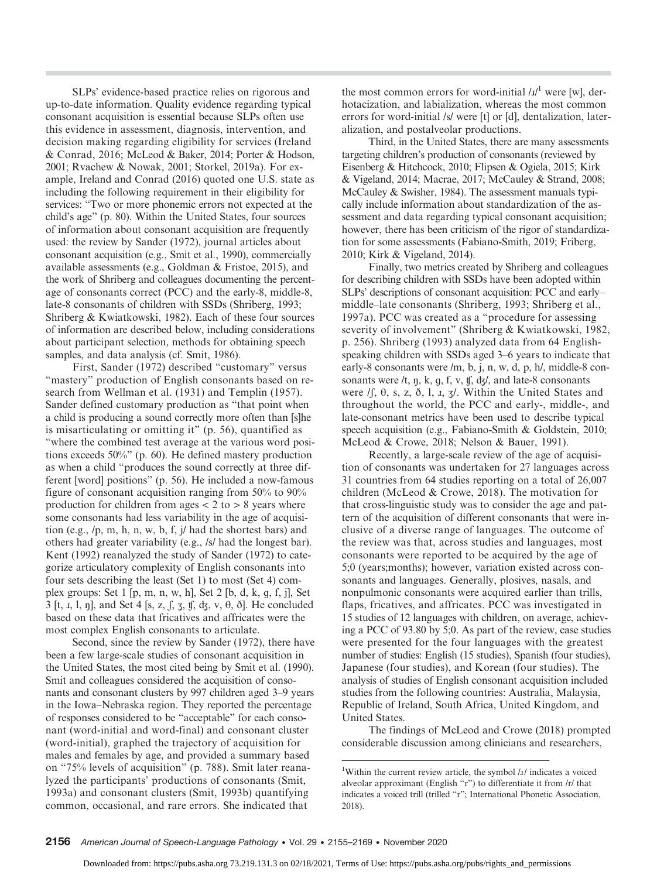SLPs' evidence-based practice relies on rigorous and up-to-date information. Quality evidence regarding typical consonant acquisition is essential because SLPs often use this evidence in assessment, diagnosis, intervention, and decision making regarding eligibility for services (Ireland & Conrad, 2016; McLeod & Baker, 2014; Porter & Hodson, 2001; Rvachew & Nowak, 2001; Storkel, 2019a). For example, Ireland and Conrad (2016) quoted one U.S. state as including the following requirement in their eligibility for services: "Two or more phonemic errors not expected at the child's age" (p. 80). Within the United States, four sources of information about consonant acquisition are frequently used: the review by Sander (1972), journal articles about consonant acquisition (e.g., Smit et al., 1990), commercially available assessments (e.g., Goldman & Fristoe, 2015), and the work of Shriberg and colleagues documenting the percentage of consonants correct (PCC) and the early-8, middle-8, late-8 consonants of children with SSDs (Shriberg, 1993; Shriberg & Kwiatkowski, 1982). Each of these four sources of information are described below, including considerations about participant selection, methods for obtaining speech samples, and data analysis (cf. Smit, 1986).

First, Sander (1972) described "customary" versus "mastery" production of English consonants based on research from Wellman et al. (1931) and Templin (1957). Sander defined customary production as "that point when a child is producing a sound correctly more often than [s]he is misarticulating or omitting it" (p. 56), quantified as "where the combined test average at the various word positions exceeds 50%" (p. 60). He defined mastery production as when a child "produces the sound correctly at three different [word] positions" (p. 56). He included a now-famous figure of consonant acquisition ranging from 50% to 90% production for children from ages < 2 to > 8 years where some consonants had less variability in the age of acquisition (e.g., /p, m, h, n, w, b, f, j/ had the shortest bars) and others had greater variability (e.g., /s/ had the longest bar). Kent (1992) reanalyzed the study of Sander (1972) to categorize articulatory complexity of English consonants into four sets describing the least (Set 1) to most (Set 4) complex groups: Set 1 [p, m, n, w, h], Set 2 [b, d, k, ɡ, f, j], Set 3 [t, ɹ, l, ŋ], and Set 4 [s, z, ʃ, ʒ, ʧ, ʤ, v, θ, ð]. He concluded based on these data that fricatives and affricates were the most complex English consonants to articulate.

Second, since the review by Sander (1972), there have been a few large-scale studies of consonant acquisition in the United States, the most cited being by Smit et al. (1990). Smit and colleagues considered the acquisition of consonants and consonant clusters by 997 children aged 3–9 years in the Iowa–Nebraska region. They reported the percentage of responses considered to be "acceptable" for each consonant (word-initial and word-final) and consonant cluster (word-initial), graphed the trajectory of acquisition for males and females by age, and provided a summary based on "75% levels of acquisition" (p. 788). Smit later reanalyzed the participants' productions of consonants (Smit, 1993a) and consonant clusters (Smit, 1993b) quantifying common, occasional, and rare errors. She indicated that the most common errors for word-initial /ɹ/[1] were [w], derhotacization, and labialization, whereas the most common errors for word-initial /s/ were [t] or [d], dentalization, lateralization, and postalveolar productions.

Third, in the United States, there are many assessments targeting children's production of consonants (reviewed by Eisenberg & Hitchcock, 2010; Flipsen & Ogiela, 2015; Kirk & Vigeland, 2014; Macrae, 2017; McCauley & Strand, 2008; McCauley & Swisher, 1984). The assessment manuals typically include information about standardization of the assessment and data regarding typical consonant acquisition; however, there has been criticism of the rigor of standardization for some assessments (Fabiano-Smith, 2019; Friberg, 2010; Kirk & Vigeland, 2014).

Finally, two metrics created by Shriberg and colleagues for describing children with SSDs have been adopted within SLPs' descriptions of consonant acquisition: PCC and early–middle–late consonants (Shriberg, 1993; Shriberg et al., 1997a). PCC was created as a "procedure for assessing severity of involvement" (Shriberg & Kwiatkowski, 1982, p. 256). Shriberg (1993) analyzed data from 64 English-speaking children with SSDs aged 3–6 years to indicate that early-8 consonants were /m, b, j, n, w, d, p, h/, middle-8 consonants were /t, ŋ, k, ɡ, f, v, ʧ, ʤ/, and late-8 consonants were /ʃ, θ, s, z, ð, l, ɹ, ʒ/. Within the United States and throughout the world, the PCC and early-, middle-, and late-consonant metrics have been used to describe typical speech acquisition (e.g., Fabiano-Smith & Goldstein, 2010; McLeod & Crowe, 2018; Nelson & Bauer, 1991).

Recently, a large-scale review of the age of acquisition of consonants was undertaken for 27 languages across 31 countries from 64 studies reporting on a total of 26,007 children (McLeod & Crowe, 2018). The motivation for that cross-linguistic study was to consider the age and pattern of the acquisition of different consonants that were inclusive of a diverse range of languages. The outcome of the review was that, across studies and languages, most consonants were reported to be acquired by the age of 5;0 (years;months); however, variation existed across consonants and languages. Generally, plosives, nasals, and nonpulmonic consonants were acquired earlier than trills, flaps, fricatives, and affricates. PCC was investigated in 15 studies of 12 languages with children, on average, achieving a PCC of 93.80 by 5;0. As part of the review, case studies were presented for the four languages with the greatest number of studies: English (15 studies), Spanish (four studies), Japanese (four studies), and Korean (four studies). The analysis of studies of English consonant acquisition included studies from the following countries: Australia, Malaysia, Republic of Ireland, South Africa, United Kingdom, and United States.

The findings of McLeod and Crowe (2018) prompted considerable discussion among clinicians and researchers,

[1]Within the current review article, the symbol /ɹ/ indicates a voiced alveolar approximant (English "r") to differentiate it from /r/ that indicates a voiced trill (trilled "r"; International Phonetic Association, 2018).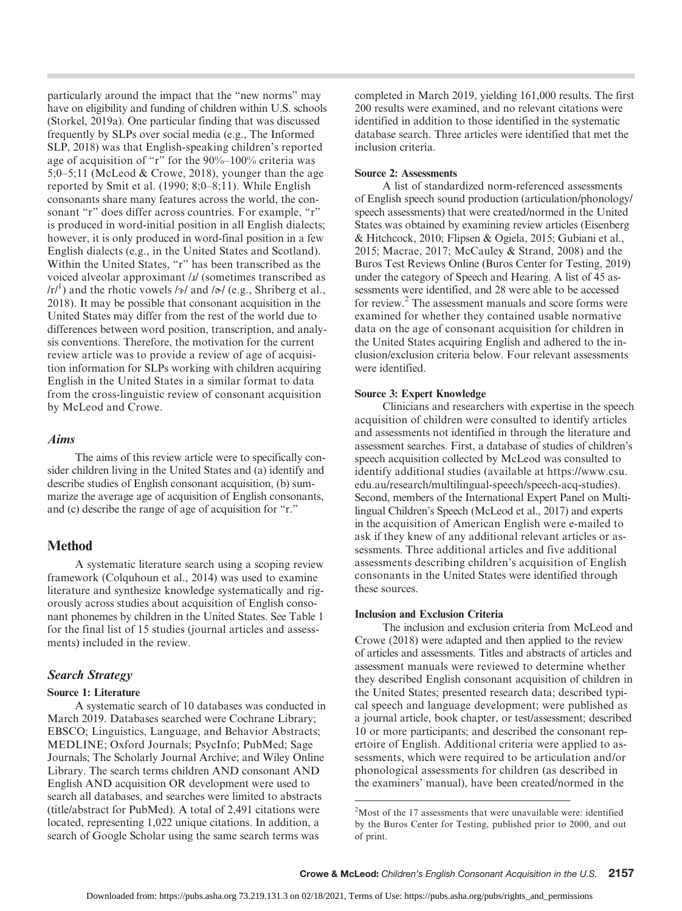particularly around the impact that the "new norms" may have on eligibility and funding of children within U.S. schools (Storkel, 2019a). One particular finding that was discussed frequently by SLPs over social media (e.g., The Informed SLP, 2018) was that English-speaking children's reported age of acquisition of "r" for the 90%–100% criteria was 5;0–5;11 (McLeod & Crowe, 2018), younger than the age reported by Smit et al. (1990; 8;0–8;11). While English consonants share many features across the world, the consonant "r" does differ across countries. For example, "r" is produced in word-initial position in all English dialects; however, it is only produced in word-final position in a few English dialects (e.g., in the United States and Scotland). Within the United States, "r" has been transcribed as the voiced alveolar approximant /ɹ/ (sometimes transcribed as /r/[1]) and the rhotic vowels /ɝ/ and /ɚ/ (e.g., Shriberg et al., 2018). It may be possible that consonant acquisition in the United States may differ from the rest of the world due to differences between word position, transcription, and analysis conventions. Therefore, the motivation for the current review article was to provide a review of age of acquisition information for SLPs working with children acquiring English in the United States in a similar format to data from the cross-linguistic review of consonant acquisition by McLeod and Crowe.

## *Aims*

The aims of this review article were to specifically consider children living in the United States and (a) identify and describe studies of English consonant acquisition, (b) summarize the average age of acquisition of English consonants, and (c) describe the range of age of acquisition for "r."

# Method

A systematic literature search using a scoping review framework (Colquhoun et al., 2014) was used to examine literature and synthesize knowledge systematically and rigorously across studies about acquisition of English consonant phonemes by children in the United States. See Table 1 for the final list of 15 studies (journal articles and assessments) included in the review.

## *Search Strategy*

### Source 1: Literature

A systematic search of 10 databases was conducted in March 2019. Databases searched were Cochrane Library; EBSCO; Linguistics, Language, and Behavior Abstracts; MEDLINE; Oxford Journals; PsycInfo; PubMed; Sage Journals; The Scholarly Journal Archive; and Wiley Online Library. The search terms children AND consonant AND English AND acquisition OR development were used to search all databases, and searches were limited to abstracts (title/abstract for PubMed). A total of 2,491 citations were located, representing 1,022 unique citations. In addition, a search of Google Scholar using the same search terms was completed in March 2019, yielding 161,000 results. The first 200 results were examined, and no relevant citations were identified in addition to those identified in the systematic database search. Three articles were identified that met the inclusion criteria.

### Source 2: Assessments

A list of standardized norm-referenced assessments of English speech sound production (articulation/phonology/speech assessments) that were created/normed in the United States was obtained by examining review articles (Eisenberg & Hitchcock, 2010; Flipsen & Ogiela, 2015; Gubiani et al., 2015; Macrae, 2017; McCauley & Strand, 2008) and the Buros Test Reviews Online (Buros Center for Testing, 2019) under the category of Speech and Hearing. A list of 45 assessments were identified, and 28 were able to be accessed for review.[2] The assessment manuals and score forms were examined for whether they contained usable normative data on the age of consonant acquisition for children in the United States acquiring English and adhered to the inclusion/exclusion criteria below. Four relevant assessments were identified.

### Source 3: Expert Knowledge

Clinicians and researchers with expertise in the speech acquisition of children were consulted to identify articles and assessments not identified in through the literature and assessment searches. First, a database of studies of children's speech acquisition collected by McLeod was consulted to identify additional studies (available at https://www.csu.edu.au/research/multilingual-speech/speech-acq-studies). Second, members of the International Expert Panel on Multilingual Children's Speech (McLeod et al., 2017) and experts in the acquisition of American English were e-mailed to ask if they knew of any additional relevant articles or assessments. Three additional articles and five additional assessments describing children's acquisition of English consonants in the United States were identified through these sources.

### Inclusion and Exclusion Criteria

The inclusion and exclusion criteria from McLeod and Crowe (2018) were adapted and then applied to the review of articles and assessments. Titles and abstracts of articles and assessment manuals were reviewed to determine whether they described English consonant acquisition of children in the United States; presented research data; described typical speech and language development; were published as a journal article, book chapter, or test/assessment; described 10 or more participants; and described the consonant repertoire of English. Additional criteria were applied to assessments, which were required to be articulation and/or phonological assessments for children (as described in the examiners' manual), have been created/normed in the

[2]Most of the 17 assessments that were unavailable were: identified by the Buros Center for Testing, published prior to 2000, and out of print.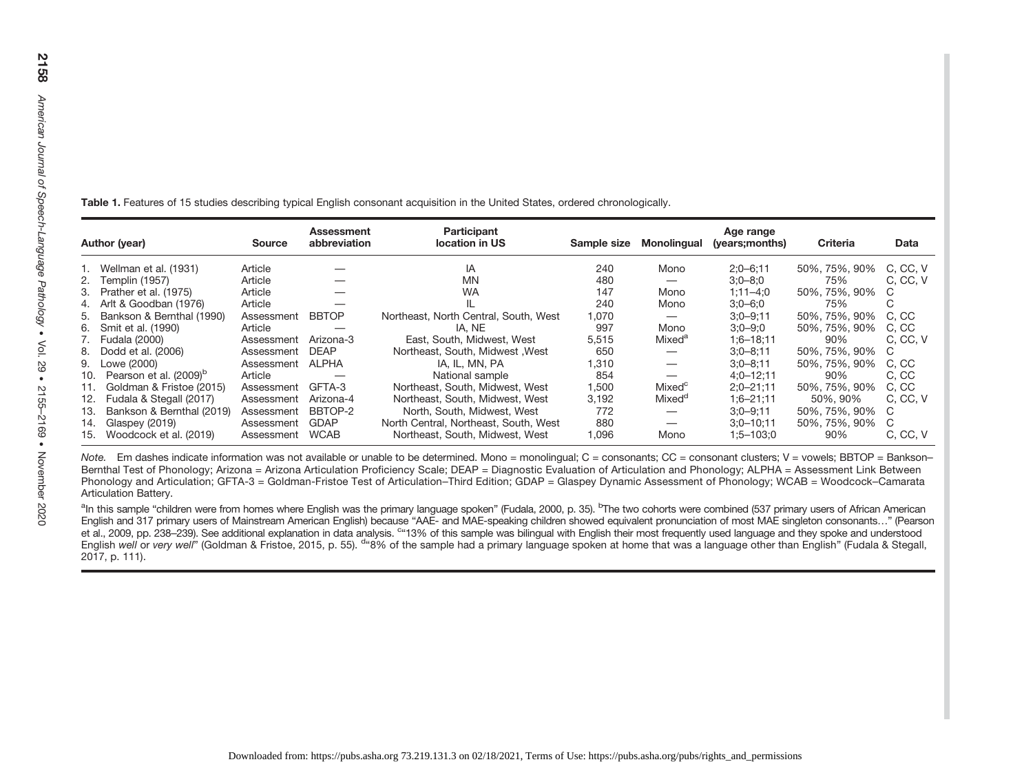**Table 1.** Features of 15 studies describing typical English consonant acquisition in the United States, ordered chronologically.

| Author (year) | Source | Assessment abbreviation | Participant location in US | Sample size | Monolingual | Age range (years;months) | Criteria | Data |
|---|---|---|---|---|---|---|---|---|
| 1. Wellman et al. (1931) | Article | — | IA | 240 | Mono | 2;0–6;11 | 50%, 75%, 90% | C, CC, V |
| 2. Templin (1957) | Article | — | MN | 480 | — | 3;0–8;0 | 75% | C, CC, V |
| 3. Prather et al. (1975) | Article | — | WA | 147 | Mono | 1;11–4;0 | 50%, 75%, 90% | C |
| 4. Arlt & Goodban (1976) | Article | — | IL | 240 | Mono | 3;0–6;0 | 75% | C |
| 5. Bankson & Bernthal (1990) | Assessment | BBTOP | Northeast, North Central, South, West | 1,070 | — | 3;0–9;11 | 50%, 75%, 90% | C, CC |
| 6. Smit et al. (1990) | Article | — | IA, NE | 997 | Mono | 3;0–9;0 | 50%, 75%, 90% | C, CC |
| 7. Fudala (2000) | Assessment | Arizona-3 | East, South, Midwest, West | 5,515 | Mixed[a] | 1;6–18;11 | 90% | C, CC, V |
| 8. Dodd et al. (2006) | Assessment | DEAP | Northeast, South, Midwest ,West | 650 | — | 3;0–8;11 | 50%, 75%, 90% | C |
| 9. Lowe (2000) | Assessment | ALPHA | IA, IL, MN, PA | 1,310 | — | 3;0–8;11 | 50%, 75%, 90% | C, CC |
| 10. Pearson et al. (2009)[b] | Article | — | National sample | 854 | — | 4;0–12;11 | 90% | C, CC |
| 11. Goldman & Fristoe (2015) | Assessment | GFTA-3 | Northeast, South, Midwest, West | 1,500 | Mixed[c] | 2;0–21;11 | 50%, 75%, 90% | C, CC |
| 12. Fudala & Stegall (2017) | Assessment | Arizona-4 | Northeast, South, Midwest, West | 3,192 | Mixed[d] | 1;6–21;11 | 50%, 90% | C, CC, V |
| 13. Bankson & Bernthal (2019) | Assessment | BBTOP-2 | North, South, Midwest, West | 772 | — | 3;0–9;11 | 50%, 75%, 90% | C |
| 14. Glaspey (2019) | Assessment | GDAP | North Central, Northeast, South, West | 880 | — | 3;0–10;11 | 50%, 75%, 90% | C |
| 15. Woodcock et al. (2019) | Assessment | WCAB | Northeast, South, Midwest, West | 1,096 | Mono | 1;5–103;0 | 90% | C, CC, V |

*Note.* Em dashes indicate information was not available or unable to be determined. Mono = monolingual; C = consonants; CC = consonant clusters; V = vowels; BBTOP = Bankson–Bernthal Test of Phonology; Arizona = Arizona Articulation Proficiency Scale; DEAP = Diagnostic Evaluation of Articulation and Phonology; ALPHA = Assessment Link Between Phonology and Articulation; GFTA-3 = Goldman-Fristoe Test of Articulation–Third Edition; GDAP = Glaspey Dynamic Assessment of Phonology; WCAB = Woodcock–Camarata Articulation Battery.

[a]In this sample "children were from homes where English was the primary language spoken" (Fudala, 2000, p. 35). [b]The two cohorts were combined (537 primary users of African American English and 317 primary users of Mainstream American English) because "AAE- and MAE-speaking children showed equivalent pronunciation of most MAE singleton consonants…" (Pearson et al., 2009, pp. 238–239). See additional explanation in data analysis. [c]"13% of this sample was bilingual with English their most frequently used language and they spoke and understood English *well* or *very well*" (Goldman & Fristoe, 2015, p. 55). [d]"8% of the sample had a primary language spoken at home that was a language other than English" (Fudala & Stegall, 2017, p. 111).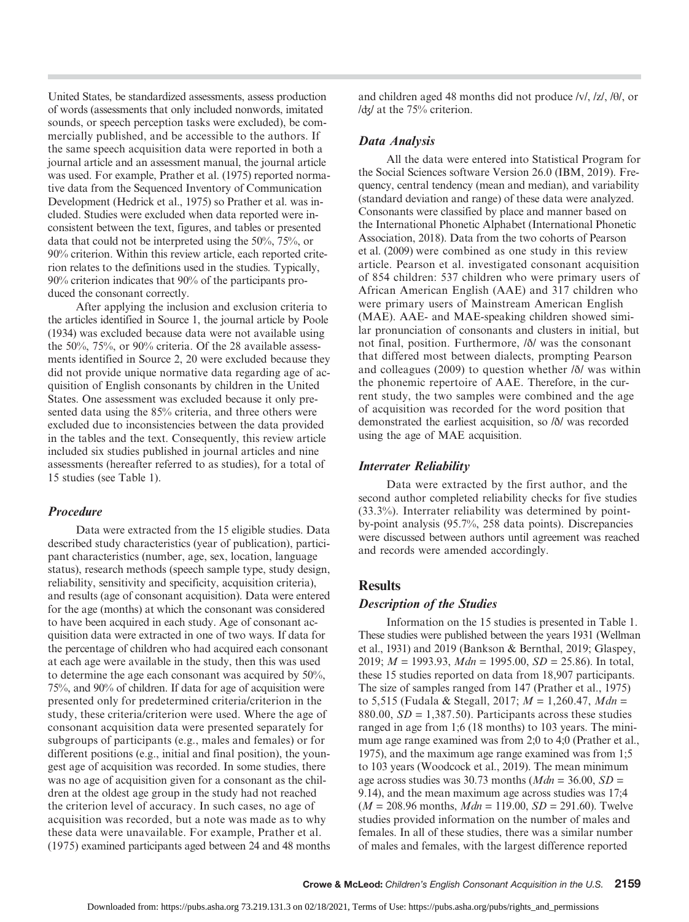United States, be standardized assessments, assess production of words (assessments that only included nonwords, imitated sounds, or speech perception tasks were excluded), be commercially published, and be accessible to the authors. If the same speech acquisition data were reported in both a journal article and an assessment manual, the journal article was used. For example, Prather et al. (1975) reported normative data from the Sequenced Inventory of Communication Development (Hedrick et al., 1975) so Prather et al. was included. Studies were excluded when data reported were inconsistent between the text, figures, and tables or presented data that could not be interpreted using the 50%, 75%, or 90% criterion. Within this review article, each reported criterion relates to the definitions used in the studies. Typically, 90% criterion indicates that 90% of the participants produced the consonant correctly.

After applying the inclusion and exclusion criteria to the articles identified in Source 1, the journal article by Poole (1934) was excluded because data were not available using the 50%, 75%, or 90% criteria. Of the 28 available assessments identified in Source 2, 20 were excluded because they did not provide unique normative data regarding age of acquisition of English consonants by children in the United States. One assessment was excluded because it only presented data using the 85% criteria, and three others were excluded due to inconsistencies between the data provided in the tables and the text. Consequently, this review article included six studies published in journal articles and nine assessments (hereafter referred to as studies), for a total of 15 studies (see Table 1).

### *Procedure*

Data were extracted from the 15 eligible studies. Data described study characteristics (year of publication), participant characteristics (number, age, sex, location, language status), research methods (speech sample type, study design, reliability, sensitivity and specificity, acquisition criteria), and results (age of consonant acquisition). Data were entered for the age (months) at which the consonant was considered to have been acquired in each study. Age of consonant acquisition data were extracted in one of two ways. If data for the percentage of children who had acquired each consonant at each age were available in the study, then this was used to determine the age each consonant was acquired by 50%, 75%, and 90% of children. If data for age of acquisition were presented only for predetermined criteria/criterion in the study, these criteria/criterion were used. Where the age of consonant acquisition data were presented separately for subgroups of participants (e.g., males and females) or for different positions (e.g., initial and final position), the youngest age of acquisition was recorded. In some studies, there was no age of acquisition given for a consonant as the children at the oldest age group in the study had not reached the criterion level of accuracy. In such cases, no age of acquisition was recorded, but a note was made as to why these data were unavailable. For example, Prather et al. (1975) examined participants aged between 24 and 48 months and children aged 48 months did not produce /v/, /z/, /θ/, or /ʤ/ at the 75% criterion.

### *Data Analysis*

All the data were entered into Statistical Program for the Social Sciences software Version 26.0 (IBM, 2019). Frequency, central tendency (mean and median), and variability (standard deviation and range) of these data were analyzed. Consonants were classified by place and manner based on the International Phonetic Alphabet (International Phonetic Association, 2018). Data from the two cohorts of Pearson et al. (2009) were combined as one study in this review article. Pearson et al. investigated consonant acquisition of 854 children: 537 children who were primary users of African American English (AAE) and 317 children who were primary users of Mainstream American English (MAE). AAE- and MAE-speaking children showed similar pronunciation of consonants and clusters in initial, but not final, position. Furthermore, /ð/ was the consonant that differed most between dialects, prompting Pearson and colleagues (2009) to question whether /ð/ was within the phonemic repertoire of AAE. Therefore, in the current study, the two samples were combined and the age of acquisition was recorded for the word position that demonstrated the earliest acquisition, so /ð/ was recorded using the age of MAE acquisition.

### *Interrater Reliability*

Data were extracted by the first author, and the second author completed reliability checks for five studies (33.3%). Interrater reliability was determined by point-by-point analysis (95.7%, 258 data points). Discrepancies were discussed between authors until agreement was reached and records were amended accordingly.

## Results

### *Description of the Studies*

Information on the 15 studies is presented in Table 1. These studies were published between the years 1931 (Wellman et al., 1931) and 2019 (Bankson & Bernthal, 2019; Glaspey, 2019; $M$ = 1993.93, $Mdn$ = 1995.00, $SD$ = 25.86). In total, these 15 studies reported on data from 18,907 participants. The size of samples ranged from 147 (Prather et al., 1975) to 5,515 (Fudala & Stegall, 2017; $M$ = 1,260.47, $Mdn$ = 880.00, $SD$ = 1,387.50). Participants across these studies ranged in age from 1;6 (18 months) to 103 years. The minimum age range examined was from 2;0 to 4;0 (Prather et al., 1975), and the maximum age range examined was from 1;5 to 103 years (Woodcock et al., 2019). The mean minimum age across studies was 30.73 months ($Mdn$ = 36.00, $SD$ = 9.14), and the mean maximum age across studies was 17;4 ($M$ = 208.96 months, $Mdn$ = 119.00, $SD$ = 291.60). Twelve studies provided information on the number of males and females. In all of these studies, there was a similar number of males and females, with the largest difference reported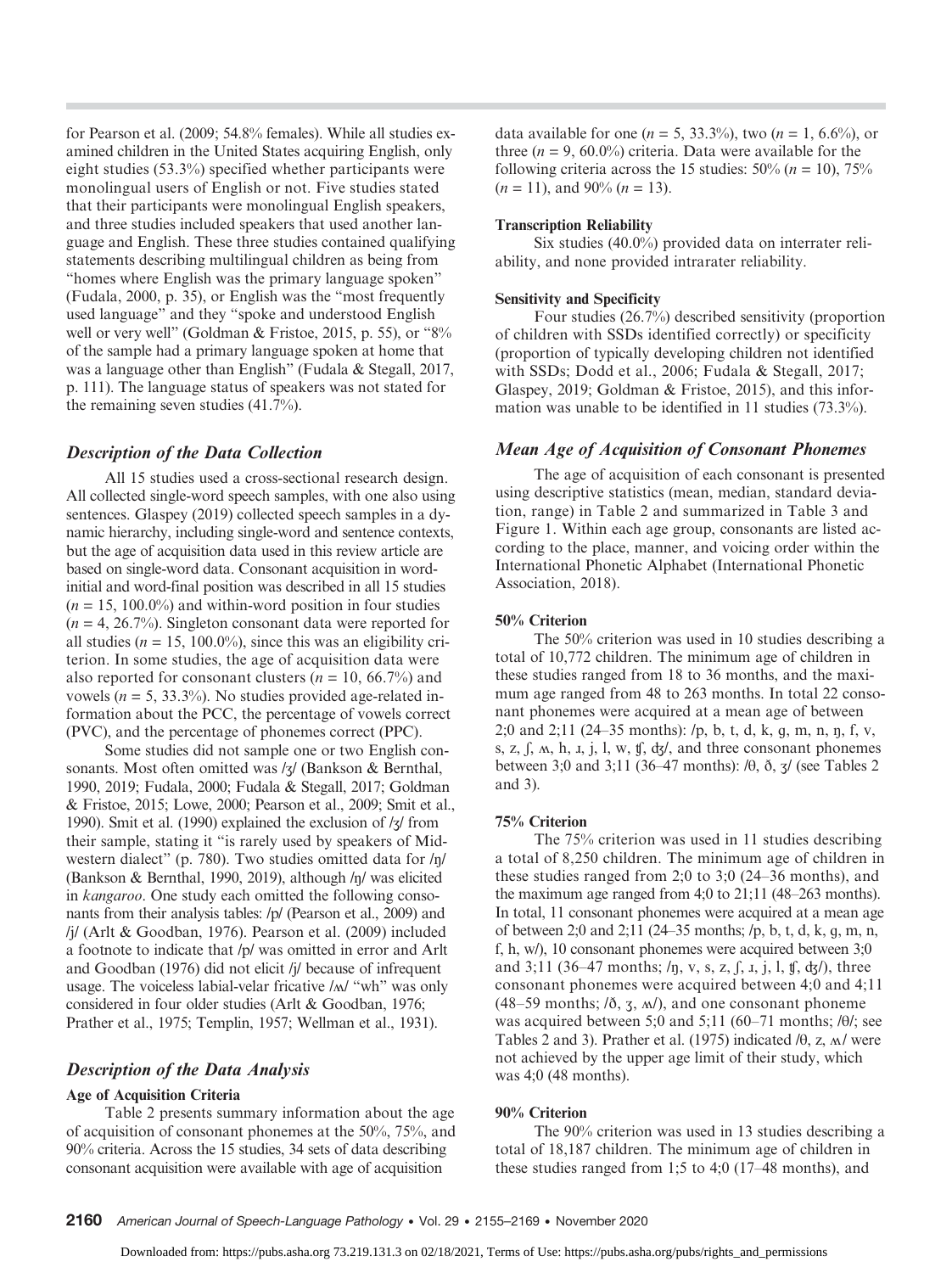for Pearson et al. (2009; 54.8% females). While all studies examined children in the United States acquiring English, only eight studies (53.3%) specified whether participants were monolingual users of English or not. Five studies stated that their participants were monolingual English speakers, and three studies included speakers that used another language and English. These three studies contained qualifying statements describing multilingual children as being from "homes where English was the primary language spoken" (Fudala, 2000, p. 35), or English was the "most frequently used language" and they "spoke and understood English well or very well" (Goldman & Fristoe, 2015, p. 55), or "8% of the sample had a primary language spoken at home that was a language other than English" (Fudala & Stegall, 2017, p. 111). The language status of speakers was not stated for the remaining seven studies (41.7%).

## Description of the Data Collection

All 15 studies used a cross-sectional research design. All collected single-word speech samples, with one also using sentences. Glaspey (2019) collected speech samples in a dynamic hierarchy, including single-word and sentence contexts, but the age of acquisition data used in this review article are based on single-word data. Consonant acquisition in word-initial and word-final position was described in all 15 studies ($n$ = 15, 100.0%) and within-word position in four studies ($n$ = 4, 26.7%). Singleton consonant data were reported for all studies ($n$ = 15, 100.0%), since this was an eligibility criterion. In some studies, the age of acquisition data were also reported for consonant clusters ($n$ = 10, 66.7%) and vowels ($n$ = 5, 33.3%). No studies provided age-related information about the PCC, the percentage of vowels correct (PVC), and the percentage of phonemes correct (PPC).

Some studies did not sample one or two English consonants. Most often omitted was /ʒ/ (Bankson & Bernthal, 1990, 2019; Fudala, 2000; Fudala & Stegall, 2017; Goldman & Fristoe, 2015; Lowe, 2000; Pearson et al., 2009; Smit et al., 1990). Smit et al. (1990) explained the exclusion of /ʒ/ from their sample, stating it "is rarely used by speakers of Midwestern dialect" (p. 780). Two studies omitted data for /ŋ/ (Bankson & Bernthal, 1990, 2019), although /ŋ/ was elicited in *kangaroo*. One study each omitted the following consonants from their analysis tables: /p/ (Pearson et al., 2009) and /j/ (Arlt & Goodban, 1976). Pearson et al. (2009) included a footnote to indicate that /p/ was omitted in error and Arlt and Goodban (1976) did not elicit /j/ because of infrequent usage. The voiceless labial-velar fricative /ʍ/ "wh" was only considered in four older studies (Arlt & Goodban, 1976; Prather et al., 1975; Templin, 1957; Wellman et al., 1931).

## Description of the Data Analysis

### Age of Acquisition Criteria

Table 2 presents summary information about the age of acquisition of consonant phonemes at the 50%, 75%, and 90% criteria. Across the 15 studies, 34 sets of data describing consonant acquisition were available with age of acquisition data available for one ($n$ = 5, 33.3%), two ($n$ = 1, 6.6%), or three ($n$ = 9, 60.0%) criteria. Data were available for the following criteria across the 15 studies: 50% ($n$ = 10), 75% ($n$ = 11), and 90% ($n$ = 13).

### Transcription Reliability

Six studies (40.0%) provided data on interrater reliability, and none provided intrarater reliability.

### Sensitivity and Specificity

Four studies (26.7%) described sensitivity (proportion of children with SSDs identified correctly) or specificity (proportion of typically developing children not identified with SSDs; Dodd et al., 2006; Fudala & Stegall, 2017; Glaspey, 2019; Goldman & Fristoe, 2015), and this information was unable to be identified in 11 studies (73.3%).

## Mean Age of Acquisition of Consonant Phonemes

The age of acquisition of each consonant is presented using descriptive statistics (mean, median, standard deviation, range) in Table 2 and summarized in Table 3 and Figure 1. Within each age group, consonants are listed according to the place, manner, and voicing order within the International Phonetic Alphabet (International Phonetic Association, 2018).

### 50% Criterion

The 50% criterion was used in 10 studies describing a total of 10,772 children. The minimum age of children in these studies ranged from 18 to 36 months, and the maximum age ranged from 48 to 263 months. In total 22 consonant phonemes were acquired at a mean age of between 2;0 and 2;11 (24–35 months): /p, b, t, d, k, g, m, n, ŋ, f, v, s, z, ʃ, ʍ, h, ɹ, j, l, w, ʧ, ʤ/, and three consonant phonemes between 3;0 and 3;11 (36–47 months): /θ, ð, ʒ/ (see Tables 2 and 3).

### 75% Criterion

The 75% criterion was used in 11 studies describing a total of 8,250 children. The minimum age of children in these studies ranged from 2;0 to 3;0 (24–36 months), and the maximum age ranged from 4;0 to 21;11 (48–263 months). In total, 11 consonant phonemes were acquired at a mean age of between 2;0 and 2;11 (24–35 months; /p, b, t, d, k, g, m, n, f, h, w/), 10 consonant phonemes were acquired between 3;0 and 3;11 (36–47 months; /ŋ, v, s, z, ʃ, ɹ, j, l, ʧ, ʤ/), three consonant phonemes were acquired between 4;0 and 4;11 (48–59 months; /ð, ʒ, ʍ/), and one consonant phoneme was acquired between 5;0 and 5;11 (60–71 months; /θ/; see Tables 2 and 3). Prather et al. (1975) indicated /θ, z, ʍ/ were not achieved by the upper age limit of their study, which was 4;0 (48 months).

### 90% Criterion

The 90% criterion was used in 13 studies describing a total of 18,187 children. The minimum age of children in these studies ranged from 1;5 to 4;0 (17–48 months), and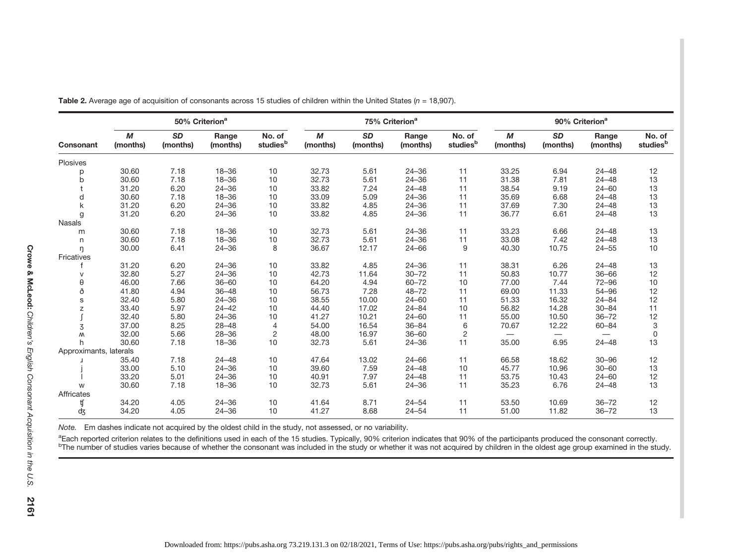**Table 2.** Average age of acquisition of consonants across 15 studies of children within the United States ($n$ = 18,907).

| | 50% Criterion[a] | | | | 75% Criterion[a] | | | | 90% Criterion[a] | | | |
|---|---|---|---|---|---|---|---|---|---|---|---|---|
| Consonant | *M* (months) | *SD* (months) | Range (months) | No. of studies[b] | *M* (months) | *SD* (months) | Range (months) | No. of studies[b] | *M* (months) | *SD* (months) | Range (months) | No. of studies[b] |
| Plosives | | | | | | | | | | | | |
| p | 30.60 | 7.18 | 18–36 | 10 | 32.73 | 5.61 | 24–36 | 11 | 33.25 | 6.94 | 24–48 | 12 |
| b | 30.60 | 7.18 | 18–36 | 10 | 32.73 | 5.61 | 24–36 | 11 | 31.38 | 7.81 | 24–48 | 13 |
| t | 31.20 | 6.20 | 24–36 | 10 | 33.82 | 7.24 | 24–48 | 11 | 38.54 | 9.19 | 24–60 | 13 |
| d | 30.60 | 7.18 | 18–36 | 10 | 33.09 | 5.09 | 24–36 | 11 | 35.69 | 6.68 | 24–48 | 13 |
| k | 31.20 | 6.20 | 24–36 | 10 | 33.82 | 4.85 | 24–36 | 11 | 37.69 | 7.30 | 24–48 | 13 |
| g | 31.20 | 6.20 | 24–36 | 10 | 33.82 | 4.85 | 24–36 | 11 | 36.77 | 6.61 | 24–48 | 13 |
| Nasals | | | | | | | | | | | | |
| m | 30.60 | 7.18 | 18–36 | 10 | 32.73 | 5.61 | 24–36 | 11 | 33.23 | 6.66 | 24–48 | 13 |
| n | 30.60 | 7.18 | 18–36 | 10 | 32.73 | 5.61 | 24–36 | 11 | 33.08 | 7.42 | 24–48 | 13 |
| ŋ | 30.00 | 6.41 | 24–36 | 8 | 36.67 | 12.17 | 24–66 | 9 | 40.30 | 10.75 | 24–55 | 10 |
| Fricatives | | | | | | | | | | | | |
| f | 31.20 | 6.20 | 24–36 | 10 | 33.82 | 4.85 | 24–36 | 11 | 38.31 | 6.26 | 24–48 | 13 |
| v | 32.80 | 5.27 | 24–36 | 10 | 42.73 | 11.64 | 30–72 | 11 | 50.83 | 10.77 | 36–66 | 12 |
| θ | 46.00 | 7.66 | 36–60 | 10 | 64.20 | 4.94 | 60–72 | 10 | 77.00 | 7.44 | 72–96 | 10 |
| ð | 41.80 | 4.94 | 36–48 | 10 | 56.73 | 7.28 | 48–72 | 11 | 69.00 | 11.33 | 54–96 | 12 |
| s | 32.40 | 5.80 | 24–36 | 10 | 38.55 | 10.00 | 24–60 | 11 | 51.33 | 16.32 | 24–84 | 12 |
| z | 33.40 | 5.97 | 24–42 | 10 | 44.40 | 17.02 | 24–84 | 10 | 56.82 | 14.28 | 30–84 | 11 |
| ʃ | 32.40 | 5.80 | 24–36 | 10 | 41.27 | 10.21 | 24–60 | 11 | 55.00 | 10.50 | 36–72 | 12 |
| ʒ | 37.00 | 8.25 | 28–48 | 4 | 54.00 | 16.54 | 36–84 | 6 | 70.67 | 12.22 | 60–84 | 3 |
| ʍ | 32.00 | 5.66 | 28–36 | 2 | 48.00 | 16.97 | 36–60 | 2 | — | — | — | 0 |
| h | 30.60 | 7.18 | 18–36 | 10 | 32.73 | 5.61 | 24–36 | 11 | 35.00 | 6.95 | 24–48 | 13 |
| Approximants, laterals | | | | | | | | | | | | |
| ɹ | 35.40 | 7.18 | 24–48 | 10 | 47.64 | 13.02 | 24–66 | 11 | 66.58 | 18.62 | 30–96 | 12 |
| j | 33.00 | 5.10 | 24–36 | 10 | 39.60 | 7.59 | 24–48 | 10 | 45.77 | 10.96 | 30–60 | 13 |
| l | 33.20 | 5.01 | 24–36 | 10 | 40.91 | 7.97 | 24–48 | 11 | 53.75 | 10.43 | 24–60 | 12 |
| w | 30.60 | 7.18 | 18–36 | 10 | 32.73 | 5.61 | 24–36 | 11 | 35.23 | 6.76 | 24–48 | 13 |
| Affricates | | | | | | | | | | | | |
| ʧ | 34.20 | 4.05 | 24–36 | 10 | 41.64 | 8.71 | 24–54 | 11 | 53.50 | 10.69 | 36–72 | 12 |
| ʤ | 34.20 | 4.05 | 24–36 | 10 | 41.27 | 8.68 | 24–54 | 11 | 51.00 | 11.82 | 36–72 | 13 |

*Note.* Em dashes indicate not acquired by the oldest child in the study, not assessed, or no variability.

[a]Each reported criterion relates to the definitions used in each of the 15 studies. Typically, 90% criterion indicates that 90% of the participants produced the consonant correctly.
[b]The number of studies varies because of whether the consonant was included in the study or whether it was not acquired by children in the oldest age group examined in the study.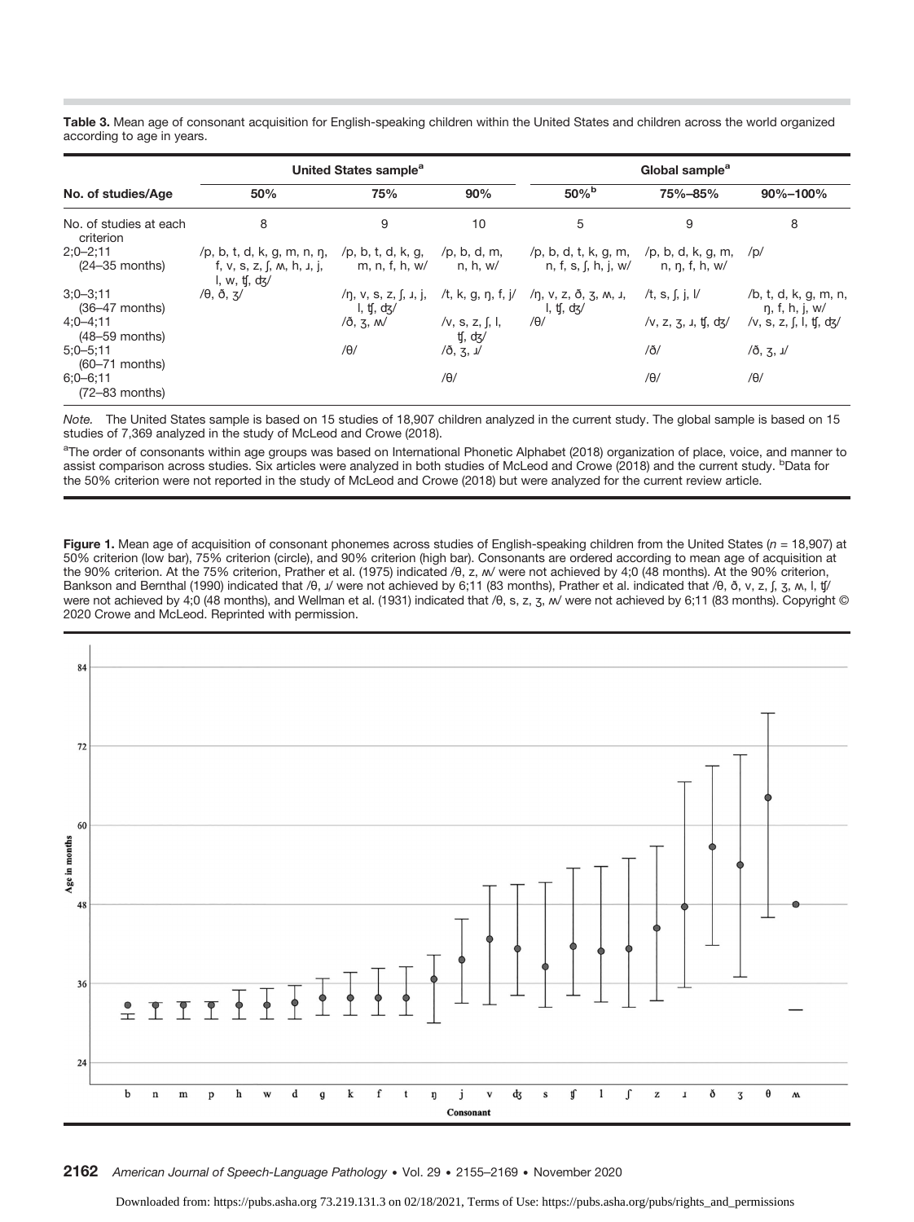**Table 3.** Mean age of consonant acquisition for English-speaking children within the United States and children across the world organized according to age in years.

| No. of studies/Age | United States sample[a] | | | Global sample[a] | | |
|---|---|---|---|---|---|---|
| | 50% | 75% | 90% | 50%[b] | 75%–85% | 90%–100% |
| No. of studies at each criterion | 8 | 9 | 10 | 5 | 9 | 8 |
| 2;0–2;11 (24–35 months) | /p, b, t, d, k, g, m, n, ŋ, f, v, s, z, ʃ, ʍ, h, ɹ, j, l, w, ʧ, ʤ/ | /p, b, t, d, k, g, m, n, f, h, w/ | /p, b, d, m, n, h, w/ | /p, b, d, t, k, g, m, n, f, s, ʃ, h, j, w/ | /p, b, d, k, g, m, n, ŋ, f, h, w/ | /p/ |
| 3;0–3;11 (36–47 months) | /θ, ð, ʒ/ | /ŋ, v, s, z, ʃ, ɹ, j, l, ʧ, ʤ/ | /t, k, g, ŋ, f, j/ | /ŋ, v, z, ð, ʒ, ʍ, ɹ, l, ʧ, ʤ/ | /t, s, ʃ, j, l/ | /b, t, d, k, g, m, n, ŋ, f, h, j, w/ |
| 4;0–4;11 (48–59 months) | | /ð, ʒ, ʍ/ | /v, s, z, ʃ, l, ʧ, ʤ/ | /θ/ | /v, z, ʒ, ɹ, ʧ, ʤ/ | /v, s, z, ʃ, l, ʧ, ʤ/ |
| 5;0–5;11 (60–71 months) | | /θ/ | /ð, ʒ, ɹ/ | | /ð/ | /ð, ʒ, ɹ/ |
| 6;0–6;11 (72–83 months) | | | /θ/ | | /θ/ | /θ/ |

*Note.* The United States sample is based on 15 studies of 18,907 children analyzed in the current study. The global sample is based on 15 studies of 7,369 analyzed in the study of McLeod and Crowe (2018).

[a]The order of consonants within age groups was based on International Phonetic Alphabet (2018) organization of place, voice, and manner to assist comparison across studies. Six articles were analyzed in both studies of McLeod and Crowe (2018) and the current study. [b]Data for the 50% criterion were not reported in the study of McLeod and Crowe (2018) but were analyzed for the current review article.

**Figure 1.** Mean age of acquisition of consonant phonemes across studies of English-speaking children from the United States ($n$ = 18,907) at 50% criterion (low bar), 75% criterion (circle), and 90% criterion (high bar). Consonants are ordered according to mean age of acquisition at the 90% criterion. At the 75% criterion, Prather et al. (1975) indicated /θ, z, ʍ/ were not achieved by 4;0 (48 months). At the 90% criterion, Bankson and Bernthal (1990) indicated that /θ, ɹ/ were not achieved by 6;11 (83 months), Prather et al. indicated that /θ, ð, v, z, ʃ, ʒ, ʍ, l, ʧ/ were not achieved by 4;0 (48 months), and Wellman et al. (1931) indicated that /θ, s, z, ʒ, ʍ/ were not achieved by 6;11 (83 months). Copyright © 2020 Crowe and McLeod. Reprinted with permission.

Age in months

84
72
60
48
36
24

b n m p h w d g k f t ŋ j v ʤ s ʧ l ʃ z ɹ ð ʒ θ ʍ

Consonant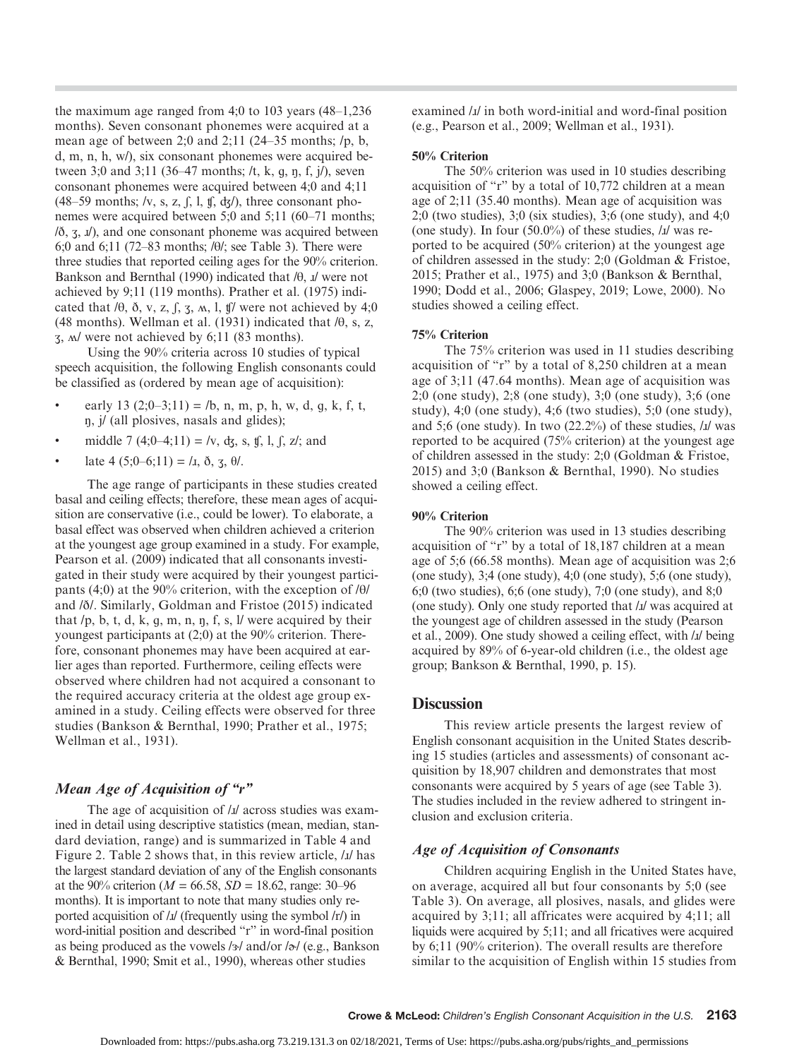the maximum age ranged from 4;0 to 103 years (48–1,236 months). Seven consonant phonemes were acquired at a mean age of between 2;0 and 2;11 (24–35 months; /p, b, d, m, n, h, w/), six consonant phonemes were acquired between 3;0 and 3;11 (36–47 months; /t, k, ɡ, ŋ, f, j/), seven consonant phonemes were acquired between 4;0 and 4;11 (48–59 months; /v, s, z, ʃ, l, ʧ, ʤ/), three consonant phonemes were acquired between 5;0 and 5;11 (60–71 months; /ð, ʒ, ɹ/), and one consonant phoneme was acquired between 6;0 and 6;11 (72–83 months; /θ/; see Table 3). There were three studies that reported ceiling ages for the 90% criterion. Bankson and Bernthal (1990) indicated that /θ, ɹ/ were not achieved by 9;11 (119 months). Prather et al. (1975) indicated that /θ, ð, v, z, ʃ, ʒ, ʍ, l, ʧ/ were not achieved by 4;0 (48 months). Wellman et al. (1931) indicated that /θ, s, z, ʒ, ʍ/ were not achieved by 6;11 (83 months).

Using the 90% criteria across 10 studies of typical speech acquisition, the following English consonants could be classified as (ordered by mean age of acquisition):

- early 13 (2;0–3;11) = /b, n, m, p, h, w, d, ɡ, k, f, t, ŋ, j/ (all plosives, nasals and glides);
- middle 7 (4;0–4;11) = /v, ʤ, s, ʧ, l, ʃ, z/; and
- late 4 (5;0–6;11) = /ɹ, ð, ʒ, θ/.

The age range of participants in these studies created basal and ceiling effects; therefore, these mean ages of acquisition are conservative (i.e., could be lower). To elaborate, a basal effect was observed when children achieved a criterion at the youngest age group examined in a study. For example, Pearson et al. (2009) indicated that all consonants investigated in their study were acquired by their youngest participants (4;0) at the 90% criterion, with the exception of /θ/ and /ð/. Similarly, Goldman and Fristoe (2015) indicated that /p, b, t, d, k, ɡ, m, n, ŋ, f, s, l/ were acquired by their youngest participants at (2;0) at the 90% criterion. Therefore, consonant phonemes may have been acquired at earlier ages than reported. Furthermore, ceiling effects were observed where children had not acquired a consonant to the required accuracy criteria at the oldest age group examined in a study. Ceiling effects were observed for three studies (Bankson & Bernthal, 1990; Prather et al., 1975; Wellman et al., 1931).

### *Mean Age of Acquisition of "r"*

The age of acquisition of /ɹ/ across studies was examined in detail using descriptive statistics (mean, median, standard deviation, range) and is summarized in Table 4 and Figure 2. Table 2 shows that, in this review article, /ɹ/ has the largest standard deviation of any of the English consonants at the 90% criterion ($M = 66.58$, $SD = 18.62$, range: 30–96 months). It is important to note that many studies only reported acquisition of /ɹ/ (frequently using the symbol /r/) in word-initial position and described "r" in word-final position as being produced as the vowels /ɝ/ and/or /ɚ/ (e.g., Bankson & Bernthal, 1990; Smit et al., 1990), whereas other studies examined /ɹ/ in both word-initial and word-final position (e.g., Pearson et al., 2009; Wellman et al., 1931).

#### 50% Criterion

The 50% criterion was used in 10 studies describing acquisition of "r" by a total of 10,772 children at a mean age of 2;11 (35.40 months). Mean age of acquisition was 2;0 (two studies), 3;0 (six studies), 3;6 (one study), and 4;0 (one study). In four (50.0%) of these studies, /ɹ/ was reported to be acquired (50% criterion) at the youngest age of children assessed in the study: 2;0 (Goldman & Fristoe, 2015; Prather et al., 1975) and 3;0 (Bankson & Bernthal, 1990; Dodd et al., 2006; Glaspey, 2019; Lowe, 2000). No studies showed a ceiling effect.

#### 75% Criterion

The 75% criterion was used in 11 studies describing acquisition of "r" by a total of 8,250 children at a mean age of 3;11 (47.64 months). Mean age of acquisition was 2;0 (one study), 2;8 (one study), 3;0 (one study), 3;6 (one study), 4;0 (one study), 4;6 (two studies), 5;0 (one study), and 5;6 (one study). In two (22.2%) of these studies, /ɹ/ was reported to be acquired (75% criterion) at the youngest age of children assessed in the study: 2;0 (Goldman & Fristoe, 2015) and 3;0 (Bankson & Bernthal, 1990). No studies showed a ceiling effect.

#### 90% Criterion

The 90% criterion was used in 13 studies describing acquisition of "r" by a total of 18,187 children at a mean age of 5;6 (66.58 months). Mean age of acquisition was 2;6 (one study), 3;4 (one study), 4;0 (one study), 5;6 (one study), 6;0 (two studies), 6;6 (one study), 7;0 (one study), and 8;0 (one study). Only one study reported that /ɹ/ was acquired at the youngest age of children assessed in the study (Pearson et al., 2009). One study showed a ceiling effect, with /ɹ/ being acquired by 89% of 6-year-old children (i.e., the oldest age group; Bankson & Bernthal, 1990, p. 15).

## Discussion

This review article presents the largest review of English consonant acquisition in the United States describing 15 studies (articles and assessments) of consonant acquisition by 18,907 children and demonstrates that most consonants were acquired by 5 years of age (see Table 3). The studies included in the review adhered to stringent inclusion and exclusion criteria.

### *Age of Acquisition of Consonants*

Children acquiring English in the United States have, on average, acquired all but four consonants by 5;0 (see Table 3). On average, all plosives, nasals, and glides were acquired by 3;11; all affricates were acquired by 4;11; all liquids were acquired by 5;11; and all fricatives were acquired by 6;11 (90% criterion). The overall results are therefore similar to the acquisition of English within 15 studies from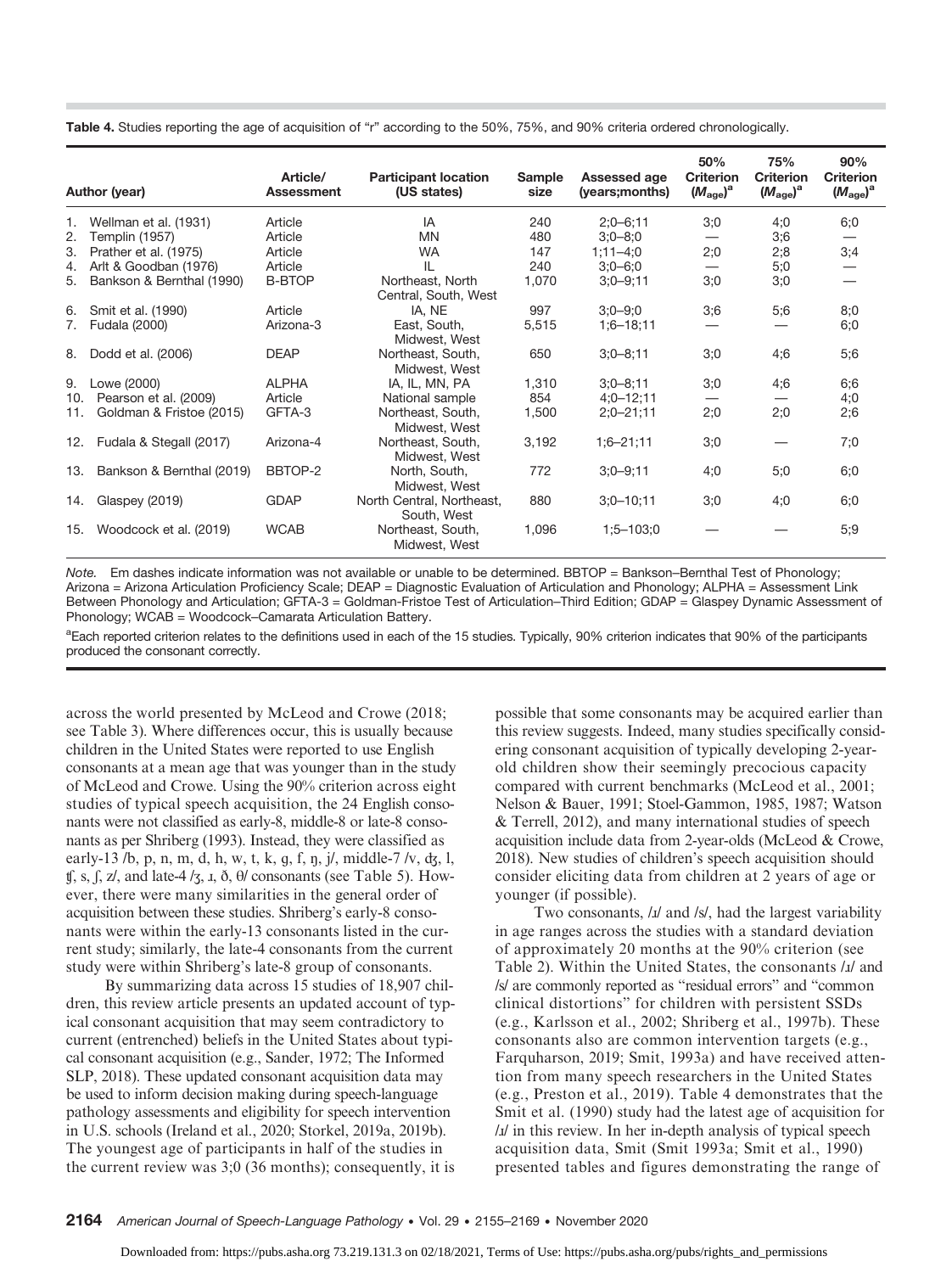Table 4. Studies reporting the age of acquisition of "r" according to the 50%, 75%, and 90% criteria ordered chronologically.

| Author (year) | Article/ Assessment | Participant location (US states) | Sample size | Assessed age (years;months) | 50% Criterion $(M_{age})$[a] | 75% Criterion $(M_{age})$[a] | 90% Criterion $(M_{age})$[a] |
|---|---|---|---|---|---|---|---|
| 1. Wellman et al. (1931) | Article | IA | 240 | 2;0–6;11 | 3;0 | 4;0 | 6;0 |
| 2. Templin (1957) | Article | MN | 480 | 3;0–8;0 | — | 3;6 | — |
| 3. Prather et al. (1975) | Article | WA | 147 | 1;11–4;0 | 2;0 | 2;8 | 3;4 |
| 4. Arlt & Goodban (1976) | Article | IL | 240 | 3;0–6;0 | — | 5;0 | — |
| 5. Bankson & Bernthal (1990) | B-BTOP | Northeast, North Central, South, West | 1,070 | 3;0–9;11 | 3;0 | 3;0 | — |
| 6. Smit et al. (1990) | Article | IA, NE | 997 | 3;0–9;0 | 3;6 | 5;6 | 8;0 |
| 7. Fudala (2000) | Arizona-3 | East, South, Midwest, West | 5,515 | 1;6–18;11 | — | — | 6;0 |
| 8. Dodd et al. (2006) | DEAP | Northeast, South, Midwest, West | 650 | 3;0–8;11 | 3;0 | 4;6 | 5;6 |
| 9. Lowe (2000) | ALPHA | IA, IL, MN, PA | 1,310 | 3;0–8;11 | 3;0 | 4;6 | 6;6 |
| 10. Pearson et al. (2009) | Article | National sample | 854 | 4;0–12;11 | — | — | 4;0 |
| 11. Goldman & Fristoe (2015) | GFTA-3 | Northeast, South, Midwest, West | 1,500 | 2;0–21;11 | 2;0 | 2;0 | 2;6 |
| 12. Fudala & Stegall (2017) | Arizona-4 | Northeast, South, Midwest, West | 3,192 | 1;6–21;11 | 3;0 | — | 7;0 |
| 13. Bankson & Bernthal (2019) | BBTOP-2 | North, South, Midwest, West | 772 | 3;0–9;11 | 4;0 | 5;0 | 6;0 |
| 14. Glaspey (2019) | GDAP | North Central, Northeast, South, West | 880 | 3;0–10;11 | 3;0 | 4;0 | 6;0 |
| 15. Woodcock et al. (2019) | WCAB | Northeast, South, Midwest, West | 1,096 | 1;5–103;0 | — | — | 5;9 |

*Note.* Em dashes indicate information was not available or unable to be determined. BBTOP = Bankson–Bernthal Test of Phonology; Arizona = Arizona Articulation Proficiency Scale; DEAP = Diagnostic Evaluation of Articulation and Phonology; ALPHA = Assessment Link Between Phonology and Articulation; GFTA-3 = Goldman-Fristoe Test of Articulation–Third Edition; GDAP = Glaspey Dynamic Assessment of Phonology; WCAB = Woodcock–Camarata Articulation Battery.

[a]Each reported criterion relates to the definitions used in each of the 15 studies. Typically, 90% criterion indicates that 90% of the participants produced the consonant correctly.

across the world presented by McLeod and Crowe (2018; see Table 3). Where differences occur, this is usually because children in the United States were reported to use English consonants at a mean age that was younger than in the study of McLeod and Crowe. Using the 90% criterion across eight studies of typical speech acquisition, the 24 English consonants were not classified as early-8, middle-8 or late-8 consonants as per Shriberg (1993). Instead, they were classified as early-13 /b, p, n, m, d, h, w, t, k, g, f, ŋ, j/, middle-7 /v, ʤ, l, ʧ, s, ʃ, z/, and late-4 /ʒ, ɹ, ð, θ/ consonants (see Table 5). However, there were many similarities in the general order of acquisition between these studies. Shriberg's early-8 consonants were within the early-13 consonants listed in the current study; similarly, the late-4 consonants from the current study were within Shriberg's late-8 group of consonants.

By summarizing data across 15 studies of 18,907 children, this review article presents an updated account of typical consonant acquisition that may seem contradictory to current (entrenched) beliefs in the United States about typical consonant acquisition (e.g., Sander, 1972; The Informed SLP, 2018). These updated consonant acquisition data may be used to inform decision making during speech-language pathology assessments and eligibility for speech intervention in U.S. schools (Ireland et al., 2020; Storkel, 2019a, 2019b). The youngest age of participants in half of the studies in the current review was 3;0 (36 months); consequently, it is possible that some consonants may be acquired earlier than this review suggests. Indeed, many studies specifically considering consonant acquisition of typically developing 2-year-old children show their seemingly precocious capacity compared with current benchmarks (McLeod et al., 2001; Nelson & Bauer, 1991; Stoel-Gammon, 1985, 1987; Watson & Terrell, 2012), and many international studies of speech acquisition include data from 2-year-olds (McLeod & Crowe, 2018). New studies of children's speech acquisition should consider eliciting data from children at 2 years of age or younger (if possible).

Two consonants, /ɹ/ and /s/, had the largest variability in age ranges across the studies with a standard deviation of approximately 20 months at the 90% criterion (see Table 2). Within the United States, the consonants /ɹ/ and /s/ are commonly reported as "residual errors" and "common clinical distortions" for children with persistent SSDs (e.g., Karlsson et al., 2002; Shriberg et al., 1997b). These consonants also are common intervention targets (e.g., Farquharson, 2019; Smit, 1993a) and have received attention from many speech researchers in the United States (e.g., Preston et al., 2019). Table 4 demonstrates that the Smit et al. (1990) study had the latest age of acquisition for /ɹ/ in this review. In her in-depth analysis of typical speech acquisition data, Smit (Smit 1993a; Smit et al., 1990) presented tables and figures demonstrating the range of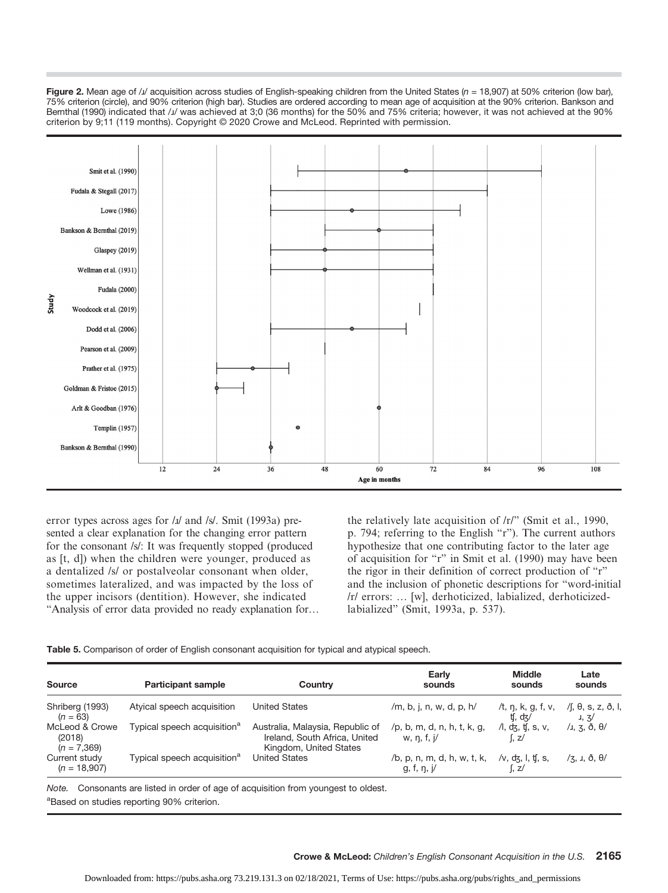**Figure 2.** Mean age of /ɹ/ acquisition across studies of English-speaking children from the United States ($n$ = 18,907) at 50% criterion (low bar), 75% criterion (circle), and 90% criterion (high bar). Studies are ordered according to mean age of acquisition at the 90% criterion. Bankson and Bernthal (1990) indicated that /ɹ/ was achieved at 3;0 (36 months) for the 50% and 75% criteria; however, it was not achieved at the 90% criterion by 9;11 (119 months). Copyright © 2020 Crowe and McLeod. Reprinted with permission.

Study

Smit et al. (1990)
Fudala & Stegall (2017)
Lowe (1986)
Bankson & Bernthal (2019)
Glaspey (2019)
Wellman et al. (1931)
Fudala (2000)
Woodcock et al. (2019)
Dodd et al. (2006)
Pearson et al. (2009)
Prather et al. (1975)
Goldman & Fristoe (2015)
Arlt & Goodban (1976)
Templin (1957)
Bankson & Bernthal (1990)

12 24 36 48 60 72 84 96 108

Age in months

error types across ages for /ɹ/ and /s/. Smit (1993a) presented a clear explanation for the changing error pattern for the consonant /s/: It was frequently stopped (produced as [t, d]) when the children were younger, produced as a dentalized /s/ or postalveolar consonant when older, sometimes lateralized, and was impacted by the loss of the upper incisors (dentition). However, she indicated "Analysis of error data provided no ready explanation for… the relatively late acquisition of /r/" (Smit et al., 1990, p. 794; referring to the English "r"). The current authors hypothesize that one contributing factor to the later age of acquisition for "r" in Smit et al. (1990) may have been the rigor in their definition of correct production of "r" and the inclusion of phonetic descriptions for "word-initial /r/ errors: … [w], derhoticized, labialized, derhoticized-labialized" (Smit, 1993a, p. 537).

**Table 5.** Comparison of order of English consonant acquisition for typical and atypical speech.

| Source | Participant sample | Country | Early sounds | Middle sounds | Late sounds |
|---|---|---|---|---|---|
| Shriberg (1993) ($n$ = 63) | Atyical speech acquisition | United States | /m, b, j, n, w, d, p, h/ | /t, ŋ, k, g, f, v, ʧ, ʤ/ | /ʃ, θ, s, z, ð, l, ɹ, ʒ/ |
| McLeod & Crowe (2018) ($n$ = 7,369) | Typical speech acquisition[a] | Australia, Malaysia, Republic of Ireland, South Africa, United Kingdom, United States | /p, b, m, d, n, h, t, k, g, w, ŋ, f, j/ | /l, ʤ, ʧ, s, v, ʃ, z/ | /ɹ, ʒ, ð, θ/ |
| Current study ($n$ = 18,907) | Typical speech acquisition[a] | United States | /b, p, n, m, d, h, w, t, k, g, f, ŋ, j/ | /v, ʤ, l, ʧ, s, ʃ, z/ | /ʒ, ɹ, ð, θ/ |

*Note.* Consonants are listed in order of age of acquisition from youngest to oldest.

[a]Based on studies reporting 90% criterion.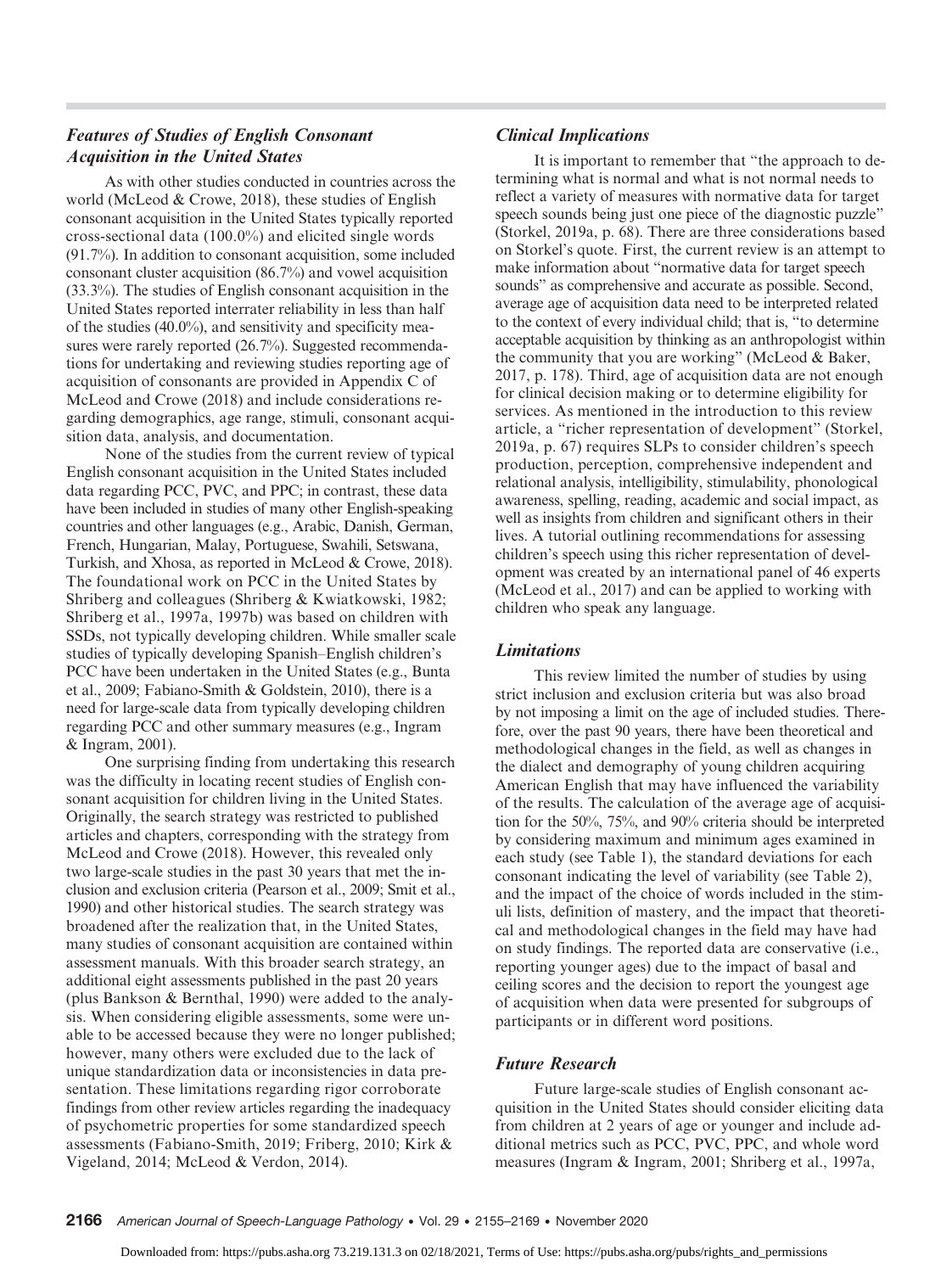### *Features of Studies of English Consonant Acquisition in the United States*

As with other studies conducted in countries across the world (McLeod & Crowe, 2018), these studies of English consonant acquisition in the United States typically reported cross-sectional data (100.0%) and elicited single words (91.7%). In addition to consonant acquisition, some included consonant cluster acquisition (86.7%) and vowel acquisition (33.3%). The studies of English consonant acquisition in the United States reported interrater reliability in less than half of the studies (40.0%), and sensitivity and specificity measures were rarely reported (26.7%). Suggested recommendations for undertaking and reviewing studies reporting age of acquisition of consonants are provided in Appendix C of McLeod and Crowe (2018) and include considerations regarding demographics, age range, stimuli, consonant acquisition data, analysis, and documentation.

None of the studies from the current review of typical English consonant acquisition in the United States included data regarding PCC, PVC, and PPC; in contrast, these data have been included in studies of many other English-speaking countries and other languages (e.g., Arabic, Danish, German, French, Hungarian, Malay, Portuguese, Swahili, Setswana, Turkish, and Xhosa, as reported in McLeod & Crowe, 2018). The foundational work on PCC in the United States by Shriberg and colleagues (Shriberg & Kwiatkowski, 1982; Shriberg et al., 1997a, 1997b) was based on children with SSDs, not typically developing children. While smaller scale studies of typically developing Spanish–English children's PCC have been undertaken in the United States (e.g., Bunta et al., 2009; Fabiano-Smith & Goldstein, 2010), there is a need for large-scale data from typically developing children regarding PCC and other summary measures (e.g., Ingram & Ingram, 2001).

One surprising finding from undertaking this research was the difficulty in locating recent studies of English consonant acquisition for children living in the United States. Originally, the search strategy was restricted to published articles and chapters, corresponding with the strategy from McLeod and Crowe (2018). However, this revealed only two large-scale studies in the past 30 years that met the inclusion and exclusion criteria (Pearson et al., 2009; Smit et al., 1990) and other historical studies. The search strategy was broadened after the realization that, in the United States, many studies of consonant acquisition are contained within assessment manuals. With this broader search strategy, an additional eight assessments published in the past 20 years (plus Bankson & Bernthal, 1990) were added to the analysis. When considering eligible assessments, some were unable to be accessed because they were no longer published; however, many others were excluded due to the lack of unique standardization data or inconsistencies in data presentation. These limitations regarding rigor corroborate findings from other review articles regarding the inadequacy of psychometric properties for some standardized speech assessments (Fabiano-Smith, 2019; Friberg, 2010; Kirk & Vigeland, 2014; McLeod & Verdon, 2014).

### *Clinical Implications*

It is important to remember that "the approach to determining what is normal and what is not normal needs to reflect a variety of measures with normative data for target speech sounds being just one piece of the diagnostic puzzle" (Storkel, 2019a, p. 68). There are three considerations based on Storkel's quote. First, the current review is an attempt to make information about "normative data for target speech sounds" as comprehensive and accurate as possible. Second, average age of acquisition data need to be interpreted related to the context of every individual child; that is, "to determine acceptable acquisition by thinking as an anthropologist within the community that you are working" (McLeod & Baker, 2017, p. 178). Third, age of acquisition data are not enough for clinical decision making or to determine eligibility for services. As mentioned in the introduction to this review article, a "richer representation of development" (Storkel, 2019a, p. 67) requires SLPs to consider children's speech production, perception, comprehensive independent and relational analysis, intelligibility, stimulability, phonological awareness, spelling, reading, academic and social impact, as well as insights from children and significant others in their lives. A tutorial outlining recommendations for assessing children's speech using this richer representation of development was created by an international panel of 46 experts (McLeod et al., 2017) and can be applied to working with children who speak any language.

### *Limitations*

This review limited the number of studies by using strict inclusion and exclusion criteria but was also broad by not imposing a limit on the age of included studies. Therefore, over the past 90 years, there have been theoretical and methodological changes in the field, as well as changes in the dialect and demography of young children acquiring American English that may have influenced the variability of the results. The calculation of the average age of acquisition for the 50%, 75%, and 90% criteria should be interpreted by considering maximum and minimum ages examined in each study (see Table 1), the standard deviations for each consonant indicating the level of variability (see Table 2), and the impact of the choice of words included in the stimuli lists, definition of mastery, and the impact that theoretical and methodological changes in the field may have had on study findings. The reported data are conservative (i.e., reporting younger ages) due to the impact of basal and ceiling scores and the decision to report the youngest age of acquisition when data were presented for subgroups of participants or in different word positions.

### *Future Research*

Future large-scale studies of English consonant acquisition in the United States should consider eliciting data from children at 2 years of age or younger and include additional metrics such as PCC, PVC, PPC, and whole word measures (Ingram & Ingram, 2001; Shriberg et al., 1997a,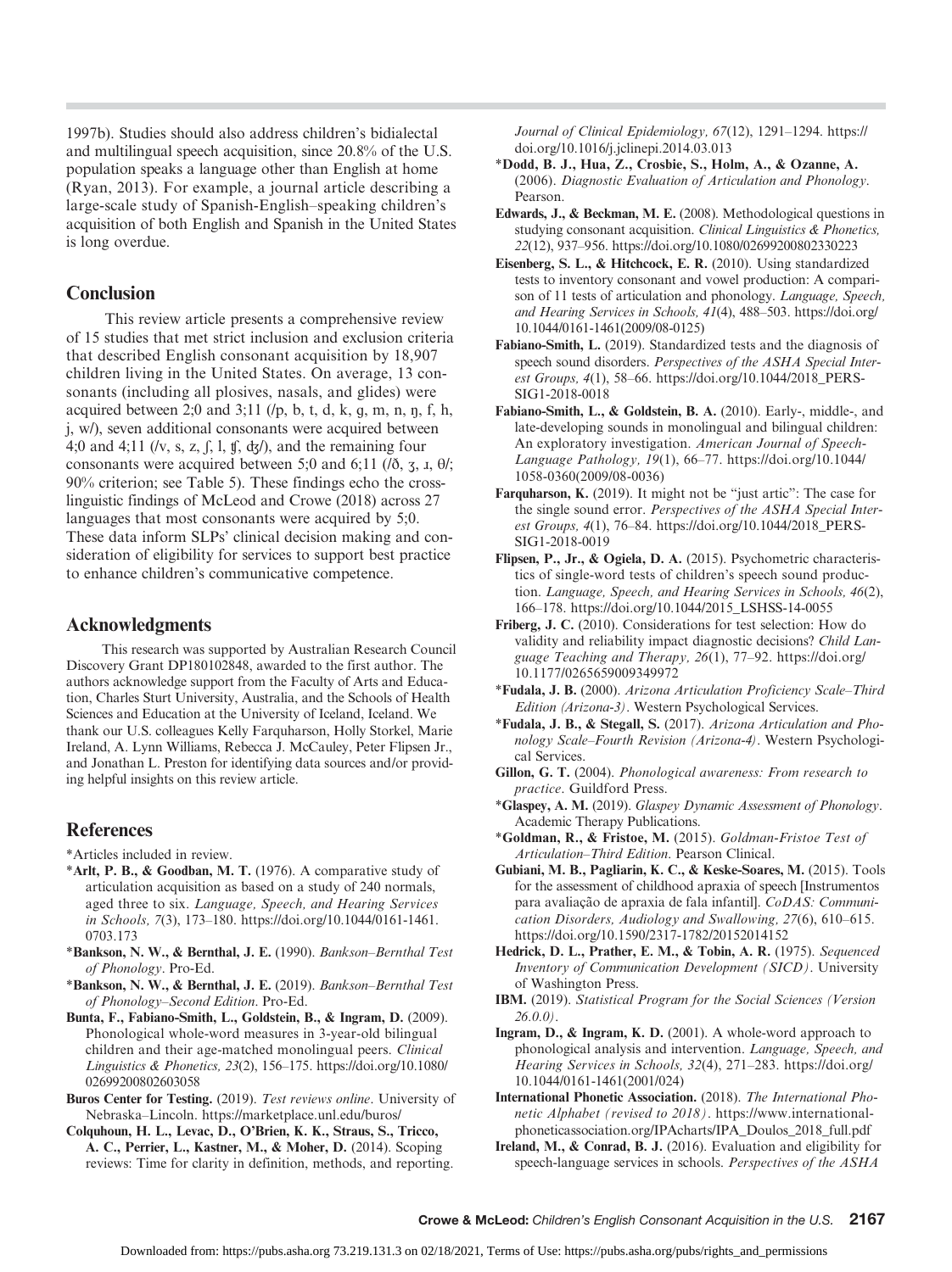1997b). Studies should also address children's bidialectal and multilingual speech acquisition, since 20.8% of the U.S. population speaks a language other than English at home (Ryan, 2013). For example, a journal article describing a large-scale study of Spanish-English–speaking children's acquisition of both English and Spanish in the United States is long overdue.

## Conclusion

This review article presents a comprehensive review of 15 studies that met strict inclusion and exclusion criteria that described English consonant acquisition by 18,907 children living in the United States. On average, 13 consonants (including all plosives, nasals, and glides) were acquired between 2;0 and 3;11 (/p, b, t, d, k, ɡ, m, n, ŋ, f, h, j, w/), seven additional consonants were acquired between 4;0 and 4;11 (/v, s, z, ʃ, l, ʧ, ʤ/), and the remaining four consonants were acquired between 5;0 and 6;11 (/ð, ʒ, ɹ, θ/; 90% criterion; see Table 5). These findings echo the cross-linguistic findings of McLeod and Crowe (2018) across 27 languages that most consonants were acquired by 5;0. These data inform SLPs' clinical decision making and consideration of eligibility for services to support best practice to enhance children's communicative competence.

## Acknowledgments

This research was supported by Australian Research Council Discovery Grant DP180102848, awarded to the first author. The authors acknowledge support from the Faculty of Arts and Education, Charles Sturt University, Australia, and the Schools of Health Sciences and Education at the University of Iceland, Iceland. We thank our U.S. colleagues Kelly Farquharson, Holly Storkel, Marie Ireland, A. Lynn Williams, Rebecca J. McCauley, Peter Flipsen Jr., and Jonathan L. Preston for identifying data sources and/or providing helpful insights on this review article.

## References

*Articles included in review.

*__Arlt, P. B., & Goodban, M. T.__ (1976). A comparative study of articulation acquisition as based on a study of 240 normals, aged three to six. *Language, Speech, and Hearing Services in Schools, 7*(3), 173–180. https://doi.org/10.1044/0161-1461.0703.173

*__Bankson, N. W., & Bernthal, J. E.__ (1990). *Bankson–Bernthal Test of Phonology*. Pro-Ed.

*__Bankson, N. W., & Bernthal, J. E.__ (2019). *Bankson–Bernthal Test of Phonology–Second Edition*. Pro-Ed.

**Bunta, F., Fabiano-Smith, L., Goldstein, B., & Ingram, D.** (2009). Phonological whole-word measures in 3-year-old bilingual children and their age-matched monolingual peers. *Clinical Linguistics & Phonetics, 23*(2), 156–175. https://doi.org/10.1080/02699200802603058

**Buros Center for Testing.** (2019). *Test reviews online*. University of Nebraska–Lincoln. https://marketplace.unl.edu/buros/

**Colquhoun, H. L., Levac, D., O'Brien, K. K., Straus, S., Tricco, A. C., Perrier, L., Kastner, M., & Moher, D.** (2014). Scoping reviews: Time for clarity in definition, methods, and reporting. *Journal of Clinical Epidemiology, 67*(12), 1291–1294. https://doi.org/10.1016/j.jclinepi.2014.03.013

*__Dodd, B. J., Hua, Z., Crosbie, S., Holm, A., & Ozanne, A.__ (2006). *Diagnostic Evaluation of Articulation and Phonology*. Pearson.

**Edwards, J., & Beckman, M. E.** (2008). Methodological questions in studying consonant acquisition. *Clinical Linguistics & Phonetics, 22*(12), 937–956. https://doi.org/10.1080/02699200802330223

**Eisenberg, S. L., & Hitchcock, E. R.** (2010). Using standardized tests to inventory consonant and vowel production: A comparison of 11 tests of articulation and phonology. *Language, Speech, and Hearing Services in Schools, 41*(4), 488–503. https://doi.org/10.1044/0161-1461(2009/08-0125)

**Fabiano-Smith, L.** (2019). Standardized tests and the diagnosis of speech sound disorders. *Perspectives of the ASHA Special Interest Groups, 4*(1), 58–66. https://doi.org/10.1044/2018_PERS-SIG1-2018-0018

**Fabiano-Smith, L., & Goldstein, B. A.** (2010). Early-, middle-, and late-developing sounds in monolingual and bilingual children: An exploratory investigation. *American Journal of Speech-Language Pathology, 19*(1), 66–77. https://doi.org/10.1044/1058-0360(2009/08-0036)

**Farquharson, K.** (2019). It might not be "just artic": The case for the single sound error. *Perspectives of the ASHA Special Interest Groups, 4*(1), 76–84. https://doi.org/10.1044/2018_PERS-SIG1-2018-0019

**Flipsen, P., Jr., & Ogiela, D. A.** (2015). Psychometric characteristics of single-word tests of children's speech sound production. *Language, Speech, and Hearing Services in Schools, 46*(2), 166–178. https://doi.org/10.1044/2015_LSHSS-14-0055

**Friberg, J. C.** (2010). Considerations for test selection: How do validity and reliability impact diagnostic decisions? *Child Language Teaching and Therapy, 26*(1), 77–92. https://doi.org/10.1177/0265659009349972

*__Fudala, J. B.__ (2000). *Arizona Articulation Proficiency Scale–Third Edition (Arizona-3)*. Western Psychological Services.

*__Fudala, J. B., & Stegall, S.__ (2017). *Arizona Articulation and Phonology Scale–Fourth Revision (Arizona-4)*. Western Psychological Services.

**Gillon, G. T.** (2004). *Phonological awareness: From research to practice*. Guildford Press.

*__Glaspey, A. M.__ (2019). *Glaspey Dynamic Assessment of Phonology*. Academic Therapy Publications.

*__Goldman, R., & Fristoe, M.__ (2015). *Goldman-Fristoe Test of Articulation–Third Edition*. Pearson Clinical.

**Gubiani, M. B., Pagliarin, K. C., & Keske-Soares, M.** (2015). Tools for the assessment of childhood apraxia of speech [Instrumentos para avaliação de apraxia de fala infantil]. *CoDAS: Communication Disorders, Audiology and Swallowing, 27*(6), 610–615. https://doi.org/10.1590/2317-1782/20152014152

**Hedrick, D. L., Prather, E. M., & Tobin, A. R.** (1975). *Sequenced Inventory of Communication Development (SICD)*. University of Washington Press.

**IBM.** (2019). *Statistical Program for the Social Sciences (Version 26.0.0)*.

**Ingram, D., & Ingram, K. D.** (2001). A whole-word approach to phonological analysis and intervention. *Language, Speech, and Hearing Services in Schools, 32*(4), 271–283. https://doi.org/10.1044/0161-1461(2001/024)

**International Phonetic Association.** (2018). *The International Phonetic Alphabet (revised to 2018)*. https://www.internationalphoneticassociation.org/IPAcharts/IPA_Doulos_2018_full.pdf

**Ireland, M., & Conrad, B. J.** (2016). Evaluation and eligibility for speech-language services in schools. *Perspectives of the ASHA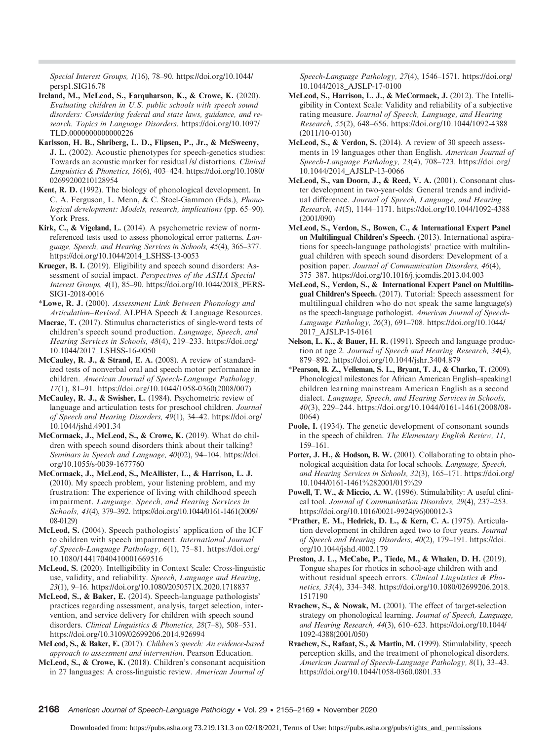*Special Interest Groups, 1*(16), 78–90. https://doi.org/10.1044/persp1.SIG16.78

**Ireland, M., McLeod, S., Farquharson, K., & Crowe, K.** (2020). *Evaluating children in U.S. public schools with speech sound disorders: Considering federal and state laws, guidance, and research. Topics in Language Disorders*. https://doi.org/10.1097/TLD.0000000000000226

**Karlsson, H. B., Shriberg, L. D., Flipsen, P., Jr., & McSweeny, J. L.** (2002). Acoustic phenotypes for speech-genetics studies: Towards an acoustic marker for residual /s/ distortions. *Clinical Linguistics & Phonetics, 16*(6), 403–424. https://doi.org/10.1080/02699200210128954

**Kent, R. D.** (1992). The biology of phonological development. In C. A. Ferguson, L. Menn, & C. Stoel-Gammon (Eds.), *Phonological development: Models, research, implications* (pp. 65–90). York Press.

**Kirk, C., & Vigeland, L.** (2014). A psychometric review of norm-referenced tests used to assess phonological error patterns. *Language, Speech, and Hearing Services in Schools, 45*(4), 365–377. https://doi.org/10.1044/2014_LSHSS-13-0053

**Krueger, B. I.** (2019). Eligibility and speech sound disorders: Assessment of social impact. *Perspectives of the ASHA Special Interest Groups, 4*(1), 85–90. https://doi.org/10.1044/2018_PERS-SIG1-2018-0016

*__Lowe, R. J.__ (2000). *Assessment Link Between Phonology and Articulation–Revised*. ALPHA Speech & Language Resources.

**Macrae, T.** (2017). Stimulus characteristics of single-word tests of children's speech sound production. *Language, Speech, and Hearing Services in Schools, 48*(4), 219–233. https://doi.org/10.1044/2017_LSHSS-16-0050

**McCauley, R. J., & Strand, E. A.** (2008). A review of standardized tests of nonverbal oral and speech motor performance in children. *American Journal of Speech-Language Pathology, 17*(1), 81–91. https://doi.org/10.1044/1058-0360(2008/007)

**McCauley, R. J., & Swisher, L.** (1984). Psychometric review of language and articulation tests for preschool children. *Journal of Speech and Hearing Disorders, 49*(1), 34–42. https://doi.org/10.1044/jshd.4901.34

**McCormack, J., McLeod, S., & Crowe, K.** (2019). What do children with speech sound disorders think about their talking? *Seminars in Speech and Language, 40*(02), 94–104. https://doi.org/10.1055/s-0039-1677760

**McCormack, J., McLeod, S., McAllister, L., & Harrison, L. J.** (2010). My speech problem, your listening problem, and my frustration: The experience of living with childhood speech impairment. *Language, Speech, and Hearing Services in Schools, 41*(4), 379–392. https://doi.org/10.1044/0161-1461(2009/08-0129)

**McLeod, S.** (2004). Speech pathologists' application of the ICF to children with speech impairment. *International Journal of Speech-Language Pathology, 6*(1), 75–81. https://doi.org/10.1080/14417040410001669516

**McLeod, S.** (2020). Intelligibility in Context Scale: Cross-linguistic use, validity, and reliability. *Speech, Language and Hearing, 23*(1), 9–16. https://doi.org/10.1080/2050571X.2020.1718837

**McLeod, S., & Baker, E.** (2014). Speech-language pathologists' practices regarding assessment, analysis, target selection, intervention, and service delivery for children with speech sound disorders. *Clinical Linguistics & Phonetics, 28*(7–8), 508–531. https://doi.org/10.3109/02699206.2014.926994

**McLeod, S., & Baker, E.** (2017). *Children's speech: An evidence-based approach to assessment and intervention*. Pearson Education.

**McLeod, S., & Crowe, K.** (2018). Children's consonant acquisition in 27 languages: A cross-linguistic review. *American Journal of Speech-Language Pathology, 27*(4), 1546–1571. https://doi.org/10.1044/2018_AJSLP-17-0100

**McLeod, S., Harrison, L. J., & McCormack, J.** (2012). The Intelligibility in Context Scale: Validity and reliability of a subjective rating measure. *Journal of Speech, Language, and Hearing Research, 55*(2), 648–656. https://doi.org/10.1044/1092-4388(2011/10-0130)

**McLeod, S., & Verdon, S.** (2014). A review of 30 speech assessments in 19 languages other than English. *American Journal of Speech-Language Pathology, 23*(4), 708–723. https://doi.org/10.1044/2014_AJSLP-13-0066

**McLeod, S., van Doorn, J., & Reed, V. A.** (2001). Consonant cluster development in two-year-olds: General trends and individual difference. *Journal of Speech, Language, and Hearing Research, 44*(5), 1144–1171. https://doi.org/10.1044/1092-4388(2001/090)

**McLeod, S., Verdon, S., Bowen, C., & International Expert Panel on Multilingual Children's Speech.** (2013). International aspirations for speech-language pathologists' practice with multilingual children with speech sound disorders: Development of a position paper. *Journal of Communication Disorders, 46*(4), 375–387. https://doi.org/10.1016/j.jcomdis.2013.04.003

**McLeod, S., Verdon, S., & International Expert Panel on Multilingual Children's Speech.** (2017). Tutorial: Speech assessment for multilingual children who do not speak the same language(s) as the speech-language pathologist. *American Journal of Speech-Language Pathology, 26*(3), 691–708. https://doi.org/10.1044/2017_AJSLP-15-0161

**Nelson, L. K., & Bauer, H. R.** (1991). Speech and language production at age 2. *Journal of Speech and Hearing Research, 34*(4), 879–892. https://doi.org/10.1044/jshr.3404.879

*__Pearson, B. Z., Velleman, S. L., Bryant, T. J., & Charko, T.__ (2009). Phonological milestones for African American English–speaking1 children learning mainstream American English as a second dialect. *Language, Speech, and Hearing Services in Schools, 40*(3), 229–244. https://doi.org/10.1044/0161-1461(2008/08-0064)

**Poole, I.** (1934). The genetic development of consonant sounds in the speech of children. *The Elementary English Review, 11*, 159–161.

**Porter, J. H., & Hodson, B. W.** (2001). Collaborating to obtain phonological acquisition data for local schools. *Language, Speech, and Hearing Services in Schools, 32*(3), 165–171. https://doi.org/10.1044/0161-1461%282001/015%29

**Powell, T. W., & Miccio, A. W.** (1996). Stimulability: A useful clinical tool. *Journal of Communication Disorders, 29*(4), 237–253. https://doi.org/10.1016/0021-9924(96)00012-3

*__Prather, E. M., Hedrick, D. L., & Kern, C. A.__ (1975). Articulation development in children aged two to four years. *Journal of Speech and Hearing Disorders, 40*(2), 179–191. https://doi.org/10.1044/jshd.4002.179

**Preston, J. L., McCabe, P., Tiede, M., & Whalen, D. H.** (2019). Tongue shapes for rhotics in school-age children with and without residual speech errors. *Clinical Linguistics & Phonetics, 33*(4), 334–348. https://doi.org/10.1080/02699206.2018.1517190

**Rvachew, S., & Nowak, M.** (2001). The effect of target-selection strategy on phonological learning. *Journal of Speech, Language, and Hearing Research, 44*(3), 610–623. https://doi.org/10.1044/1092-4388(2001/050)

**Rvachew, S., Rafaat, S., & Martin, M.** (1999). Stimulability, speech perception skills, and the treatment of phonological disorders. *American Journal of Speech-Language Pathology, 8*(1), 33–43. https://doi.org/10.1044/1058-0360.0801.33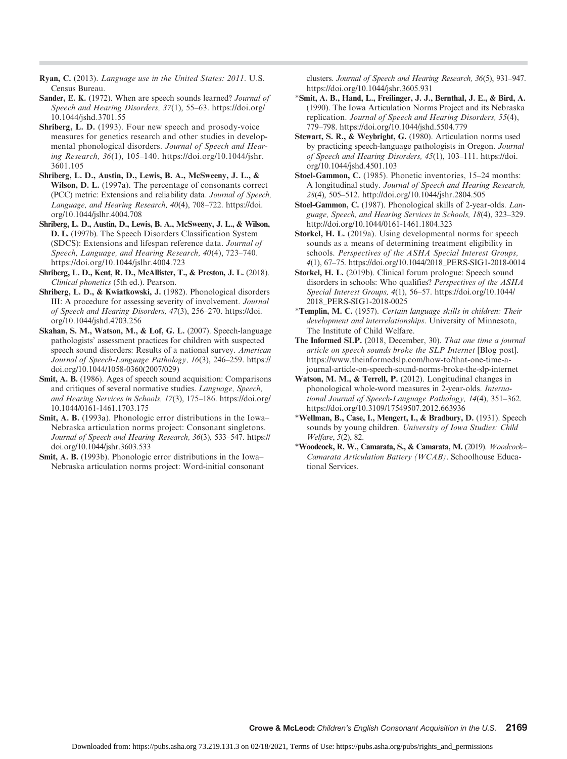**Ryan, C.** (2013). *Language use in the United States: 2011*. U.S. Census Bureau.

**Sander, E. K.** (1972). When are speech sounds learned? *Journal of Speech and Hearing Disorders, 37*(1), 55–63. https://doi.org/10.1044/jshd.3701.55

**Shriberg, L. D.** (1993). Four new speech and prosody-voice measures for genetics research and other studies in developmental phonological disorders. *Journal of Speech and Hearing Research, 36*(1), 105–140. https://doi.org/10.1044/jshr.3601.105

**Shriberg, L. D., Austin, D., Lewis, B. A., McSweeny, J. L., & Wilson, D. L.** (1997a). The percentage of consonants correct (PCC) metric: Extensions and reliability data. *Journal of Speech, Language, and Hearing Research, 40*(4), 708–722. https://doi.org/10.1044/jslhr.4004.708

**Shriberg, L. D., Austin, D., Lewis, B. A., McSweeny, J. L., & Wilson, D. L.** (1997b). The Speech Disorders Classification System (SDCS): Extensions and lifespan reference data. *Journal of Speech, Language, and Hearing Research, 40*(4), 723–740. https://doi.org/10.1044/jslhr.4004.723

**Shriberg, L. D., Kent, R. D., McAllister, T., & Preston, J. L.** (2018). *Clinical phonetics* (5th ed.). Pearson.

**Shriberg, L. D., & Kwiatkowski, J.** (1982). Phonological disorders III: A procedure for assessing severity of involvement. *Journal of Speech and Hearing Disorders, 47*(3), 256–270. https://doi.org/10.1044/jshd.4703.256

**Skahan, S. M., Watson, M., & Lof, G. L.** (2007). Speech-language pathologists' assessment practices for children with suspected speech sound disorders: Results of a national survey. *American Journal of Speech-Language Pathology, 16*(3), 246–259. https://doi.org/10.1044/1058-0360(2007/029)

**Smit, A. B.** (1986). Ages of speech sound acquisition: Comparisons and critiques of several normative studies. *Language, Speech, and Hearing Services in Schools, 17*(3), 175–186. https://doi.org/10.1044/0161-1461.1703.175

**Smit, A. B.** (1993a). Phonologic error distributions in the Iowa–Nebraska articulation norms project: Consonant singletons. *Journal of Speech and Hearing Research, 36*(3), 533–547. https://doi.org/10.1044/jshr.3603.533

**Smit, A. B.** (1993b). Phonologic error distributions in the Iowa–Nebraska articulation norms project: Word-initial consonant clusters. *Journal of Speech and Hearing Research, 36*(5), 931–947. https://doi.org/10.1044/jshr.3605.931

***Smit, A. B., Hand, L., Freilinger, J. J., Bernthal, J. E., & Bird, A.** (1990). The Iowa Articulation Norms Project and its Nebraska replication. *Journal of Speech and Hearing Disorders, 55*(4), 779–798. https://doi.org/10.1044/jshd.5504.779

**Stewart, S. R., & Weybright, G.** (1980). Articulation norms used by practicing speech-language pathologists in Oregon. *Journal of Speech and Hearing Disorders, 45*(1), 103–111. https://doi.org/10.1044/jshd.4501.103

**Stoel-Gammon, C.** (1985). Phonetic inventories, 15–24 months: A longitudinal study. *Journal of Speech and Hearing Research, 28*(4), 505–512. http://doi.org/10.1044/jshr.2804.505

**Stoel-Gammon, C.** (1987). Phonological skills of 2-year-olds. *Language, Speech, and Hearing Services in Schools, 18*(4), 323–329. http://doi.org/10.1044/0161-1461.1804.323

**Storkel, H. L.** (2019a). Using developmental norms for speech sounds as a means of determining treatment eligibility in schools. *Perspectives of the ASHA Special Interest Groups, 4*(1), 67–75. https://doi.org/10.1044/2018_PERS-SIG1-2018-0014

**Storkel, H. L.** (2019b). Clinical forum prologue: Speech sound disorders in schools: Who qualifies? *Perspectives of the ASHA Special Interest Groups, 4*(1), 56–57. https://doi.org/10.1044/2018_PERS-SIG1-2018-0025

***Templin, M. C.** (1957). *Certain language skills in children: Their development and interrelationships*. University of Minnesota, The Institute of Child Welfare.

**The Informed SLP.** (2018, December, 30). *That one time a journal article on speech sounds broke the SLP Internet* [Blog post]. https://www.theinformedslp.com/how-to/that-one-time-a-journal-article-on-speech-sound-norms-broke-the-slp-internet

**Watson, M. M., & Terrell, P.** (2012). Longitudinal changes in phonological whole-word measures in 2-year-olds. *International Journal of Speech-Language Pathology, 14*(4), 351–362. https://doi.org/10.3109/17549507.2012.663936

***Wellman, B., Case, I., Mengert, I., & Bradbury, D.** (1931). Speech sounds by young children. *University of Iowa Studies: Child Welfare, 5*(2), 82.

***Woodcock, R. W., Camarata, S., & Camarata, M.** (2019). *Woodcock–Camarata Articulation Battery (WCAB)*. Schoolhouse Educational Services.